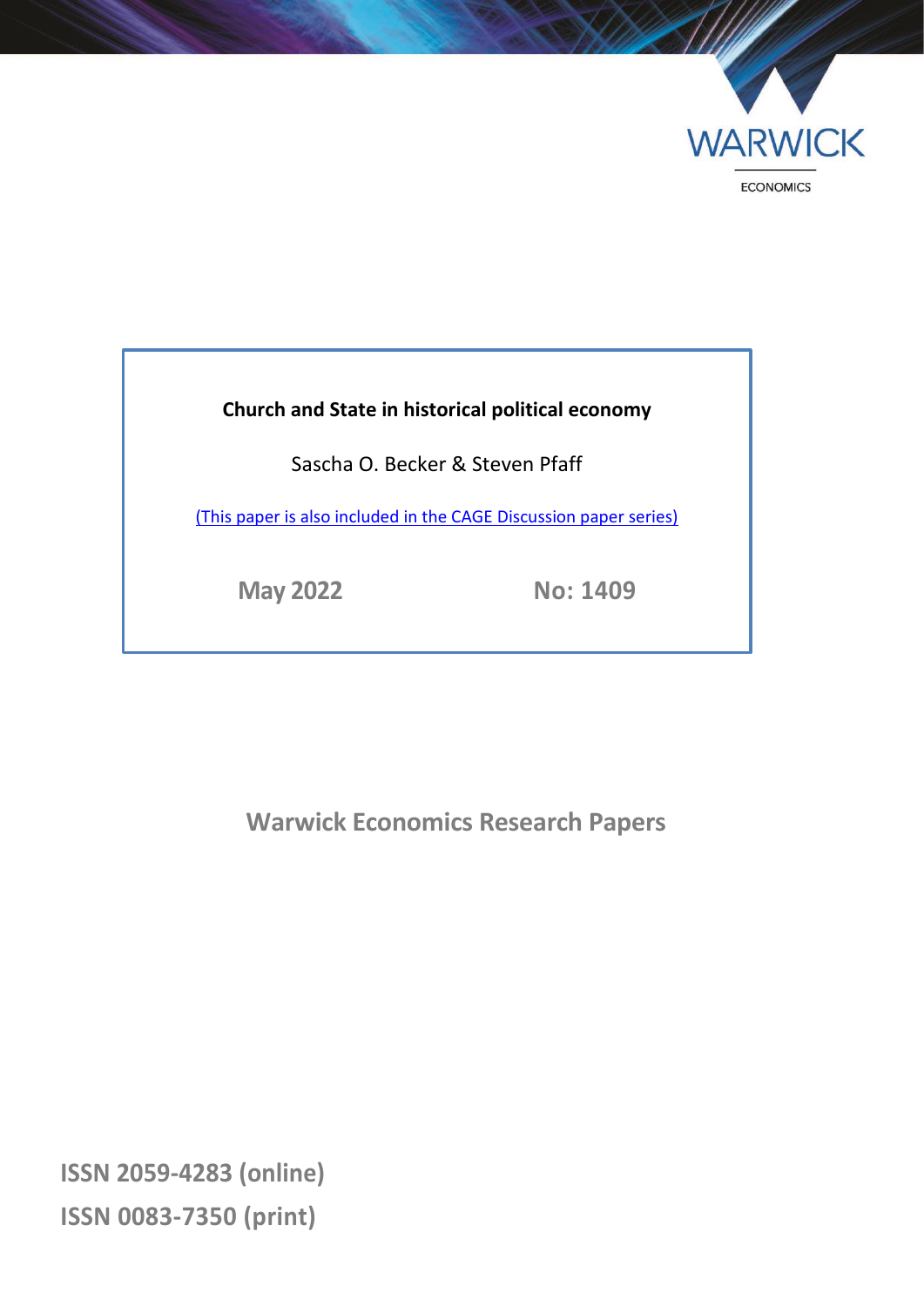WARWICK

ECONOMICS

**Church and State in historical political economy**

Sascha O. Becker & Steven Pfaff

(This paper is also included in the CAGE Discussion paper series)

May 2022 No: 1409

## Warwick Economics Research Papers

ISSN 2059-4283 (online)

ISSN 0083-7350 (print)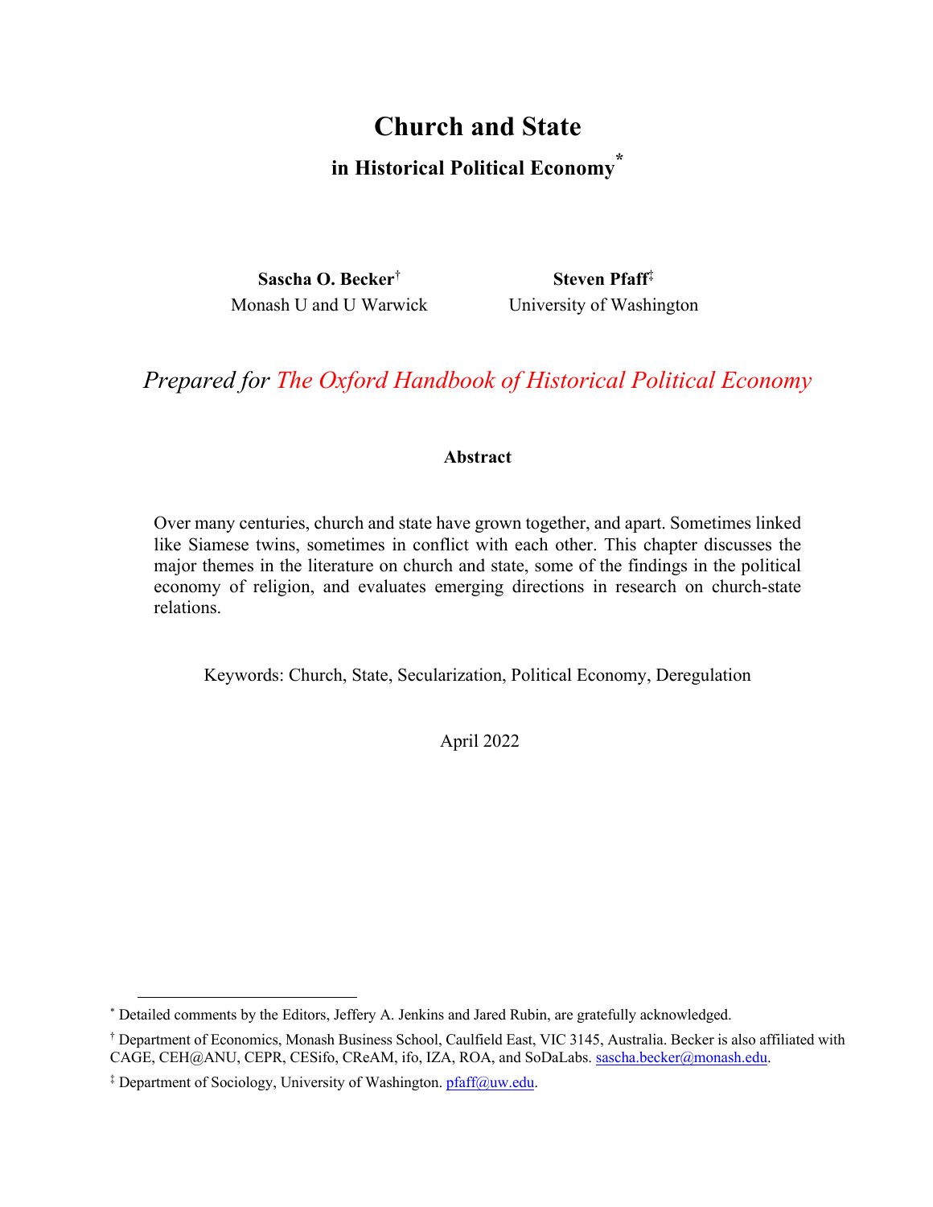# Church and State

## in Historical Political Economy*

**Sascha O. Becker**[†]
Monash U and U Warwick

**Steven Pfaff**[‡]
University of Washington

*Prepared for The Oxford Handbook of Historical Political Economy*

**Abstract**

Over many centuries, church and state have grown together, and apart. Sometimes linked like Siamese twins, sometimes in conflict with each other. This chapter discusses the major themes in the literature on church and state, some of the findings in the political economy of religion, and evaluates emerging directions in research on church-state relations.

Keywords: Church, State, Secularization, Political Economy, Deregulation

April 2022

---

\* Detailed comments by the Editors, Jeffery A. Jenkins and Jared Rubin, are gratefully acknowledged.

[†] Department of Economics, Monash Business School, Caulfield East, VIC 3145, Australia. Becker is also affiliated with CAGE, CEH@ANU, CEPR, CESifo, CReAM, ifo, IZA, ROA, and SoDaLabs. sascha.becker@monash.edu.

[‡] Department of Sociology, University of Washington. pfaff@uw.edu.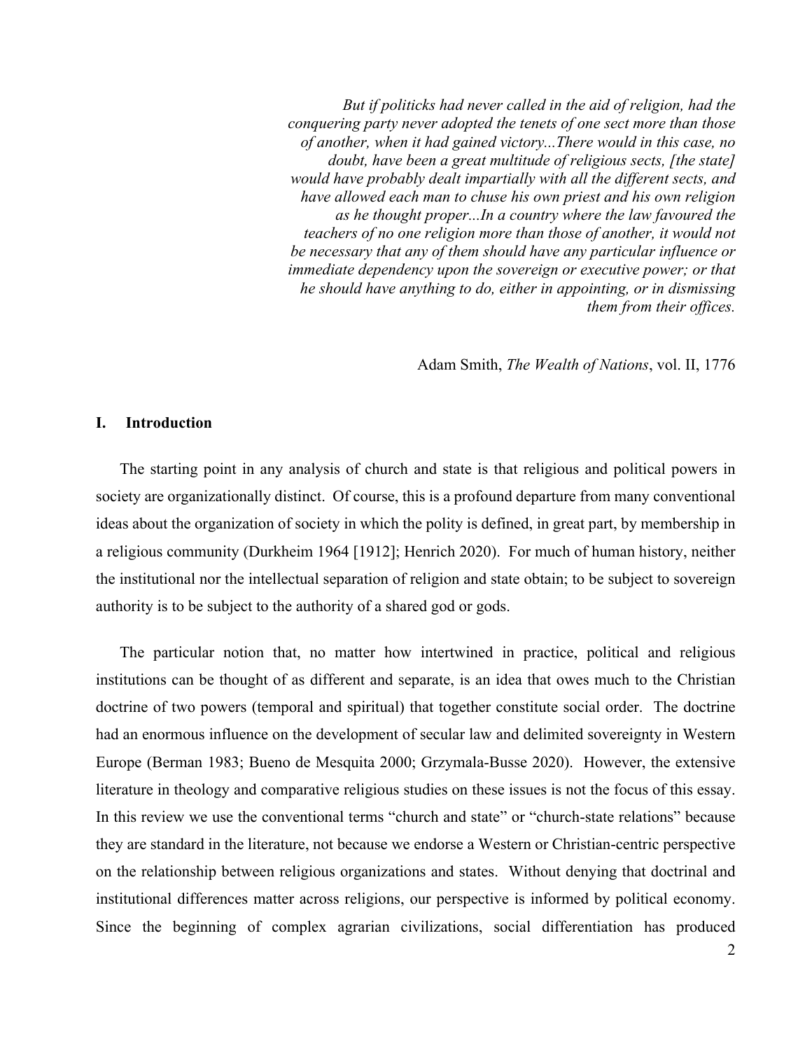> *But if politicks had never called in the aid of religion, had the conquering party never adopted the tenets of one sect more than those of another, when it had gained victory...There would in this case, no doubt, have been a great multitude of religious sects, [the state] would have probably dealt impartially with all the different sects, and have allowed each man to chuse his own priest and his own religion as he thought proper...In a country where the law favoured the teachers of no one religion more than those of another, it would not be necessary that any of them should have any particular influence or immediate dependency upon the sovereign or executive power; or that he should have anything to do, either in appointing, or in dismissing them from their offices.*
>
> Adam Smith, *The Wealth of Nations*, vol. II, 1776

## I. Introduction

The starting point in any analysis of church and state is that religious and political powers in society are organizationally distinct. Of course, this is a profound departure from many conventional ideas about the organization of society in which the polity is defined, in great part, by membership in a religious community (Durkheim 1964 [1912]; Henrich 2020). For much of human history, neither the institutional nor the intellectual separation of religion and state obtain; to be subject to sovereign authority is to be subject to the authority of a shared god or gods.

The particular notion that, no matter how intertwined in practice, political and religious institutions can be thought of as different and separate, is an idea that owes much to the Christian doctrine of two powers (temporal and spiritual) that together constitute social order. The doctrine had an enormous influence on the development of secular law and delimited sovereignty in Western Europe (Berman 1983; Bueno de Mesquita 2000; Grzymala-Busse 2020). However, the extensive literature in theology and comparative religious studies on these issues is not the focus of this essay. In this review we use the conventional terms "church and state" or "church-state relations" because they are standard in the literature, not because we endorse a Western or Christian-centric perspective on the relationship between religious organizations and states. Without denying that doctrinal and institutional differences matter across religions, our perspective is informed by political economy. Since the beginning of complex agrarian civilizations, social differentiation has produced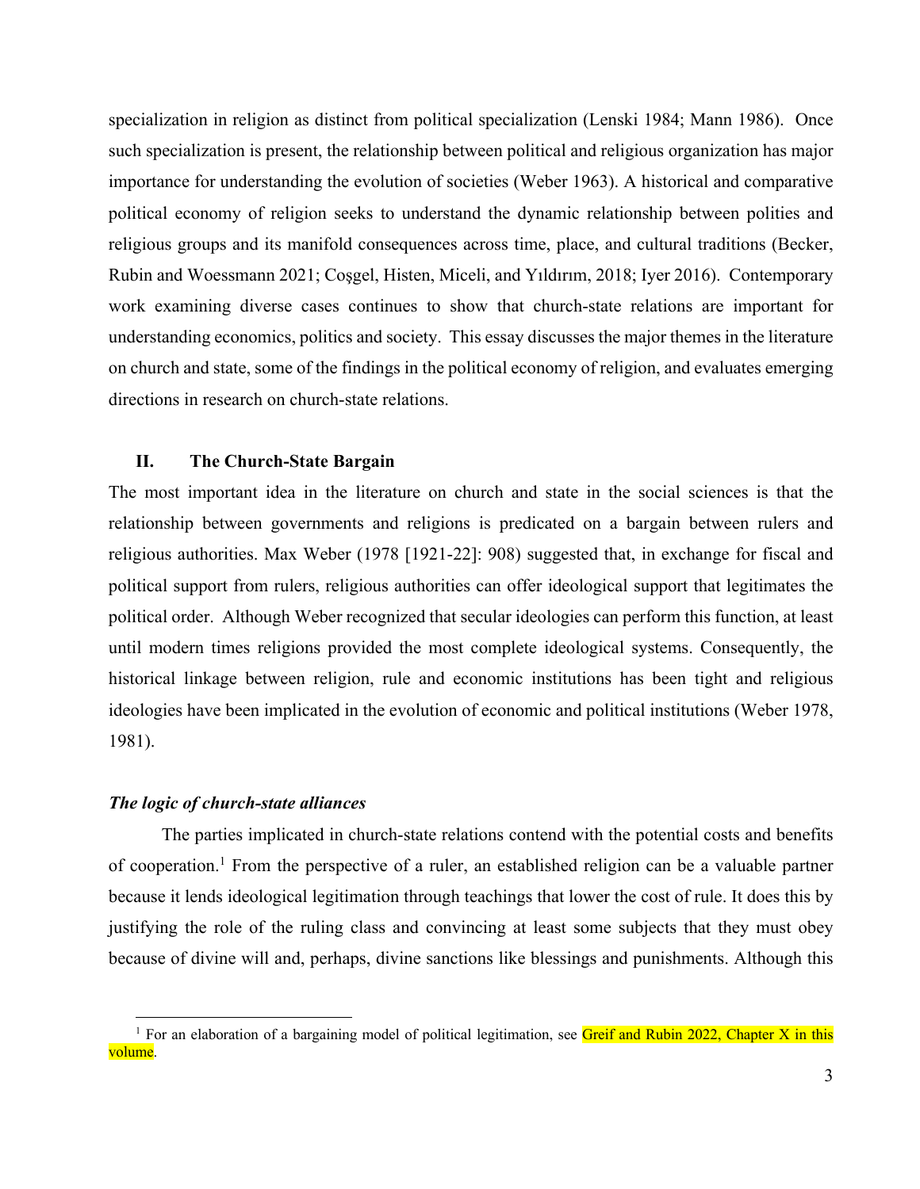specialization in religion as distinct from political specialization (Lenski 1984; Mann 1986). Once such specialization is present, the relationship between political and religious organization has major importance for understanding the evolution of societies (Weber 1963). A historical and comparative political economy of religion seeks to understand the dynamic relationship between polities and religious groups and its manifold consequences across time, place, and cultural traditions (Becker, Rubin and Woessmann 2021; Coşgel, Histen, Miceli, and Yıldırım, 2018; Iyer 2016). Contemporary work examining diverse cases continues to show that church-state relations are important for understanding economics, politics and society. This essay discusses the major themes in the literature on church and state, some of the findings in the political economy of religion, and evaluates emerging directions in research on church-state relations.

## II. The Church-State Bargain

The most important idea in the literature on church and state in the social sciences is that the relationship between governments and religions is predicated on a bargain between rulers and religious authorities. Max Weber (1978 [1921-22]: 908) suggested that, in exchange for fiscal and political support from rulers, religious authorities can offer ideological support that legitimates the political order. Although Weber recognized that secular ideologies can perform this function, at least until modern times religions provided the most complete ideological systems. Consequently, the historical linkage between religion, rule and economic institutions has been tight and religious ideologies have been implicated in the evolution of economic and political institutions (Weber 1978, 1981).

### *The logic of church-state alliances*

The parties implicated in church-state relations contend with the potential costs and benefits of cooperation.[1] From the perspective of a ruler, an established religion can be a valuable partner because it lends ideological legitimation through teachings that lower the cost of rule. It does this by justifying the role of the ruling class and convincing at least some subjects that they must obey because of divine will and, perhaps, divine sanctions like blessings and punishments. Although this

[1] For an elaboration of a bargaining model of political legitimation, see Greif and Rubin 2022, Chapter X in this volume.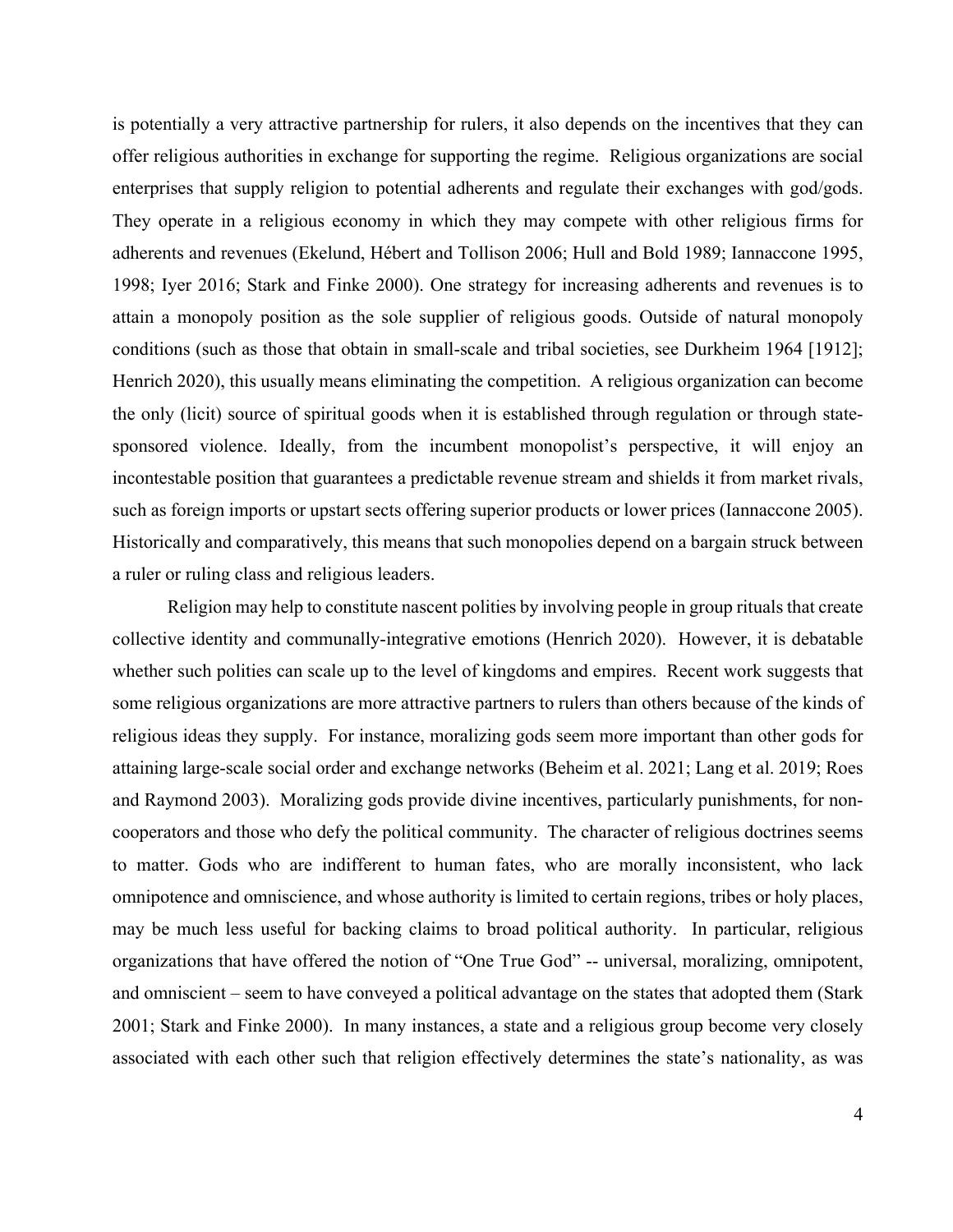is potentially a very attractive partnership for rulers, it also depends on the incentives that they can offer religious authorities in exchange for supporting the regime. Religious organizations are social enterprises that supply religion to potential adherents and regulate their exchanges with god/gods. They operate in a religious economy in which they may compete with other religious firms for adherents and revenues (Ekelund, Hébert and Tollison 2006; Hull and Bold 1989; Iannaccone 1995, 1998; Iyer 2016; Stark and Finke 2000). One strategy for increasing adherents and revenues is to attain a monopoly position as the sole supplier of religious goods. Outside of natural monopoly conditions (such as those that obtain in small-scale and tribal societies, see Durkheim 1964 [1912]; Henrich 2020), this usually means eliminating the competition. A religious organization can become the only (licit) source of spiritual goods when it is established through regulation or through state-sponsored violence. Ideally, from the incumbent monopolist's perspective, it will enjoy an incontestable position that guarantees a predictable revenue stream and shields it from market rivals, such as foreign imports or upstart sects offering superior products or lower prices (Iannaccone 2005). Historically and comparatively, this means that such monopolies depend on a bargain struck between a ruler or ruling class and religious leaders.

Religion may help to constitute nascent polities by involving people in group rituals that create collective identity and communally-integrative emotions (Henrich 2020). However, it is debatable whether such polities can scale up to the level of kingdoms and empires. Recent work suggests that some religious organizations are more attractive partners to rulers than others because of the kinds of religious ideas they supply. For instance, moralizing gods seem more important than other gods for attaining large-scale social order and exchange networks (Beheim et al. 2021; Lang et al. 2019; Roes and Raymond 2003). Moralizing gods provide divine incentives, particularly punishments, for non-cooperators and those who defy the political community. The character of religious doctrines seems to matter. Gods who are indifferent to human fates, who are morally inconsistent, who lack omnipotence and omniscience, and whose authority is limited to certain regions, tribes or holy places, may be much less useful for backing claims to broad political authority. In particular, religious organizations that have offered the notion of "One True God" -- universal, moralizing, omnipotent, and omniscient – seem to have conveyed a political advantage on the states that adopted them (Stark 2001; Stark and Finke 2000). In many instances, a state and a religious group become very closely associated with each other such that religion effectively determines the state's nationality, as was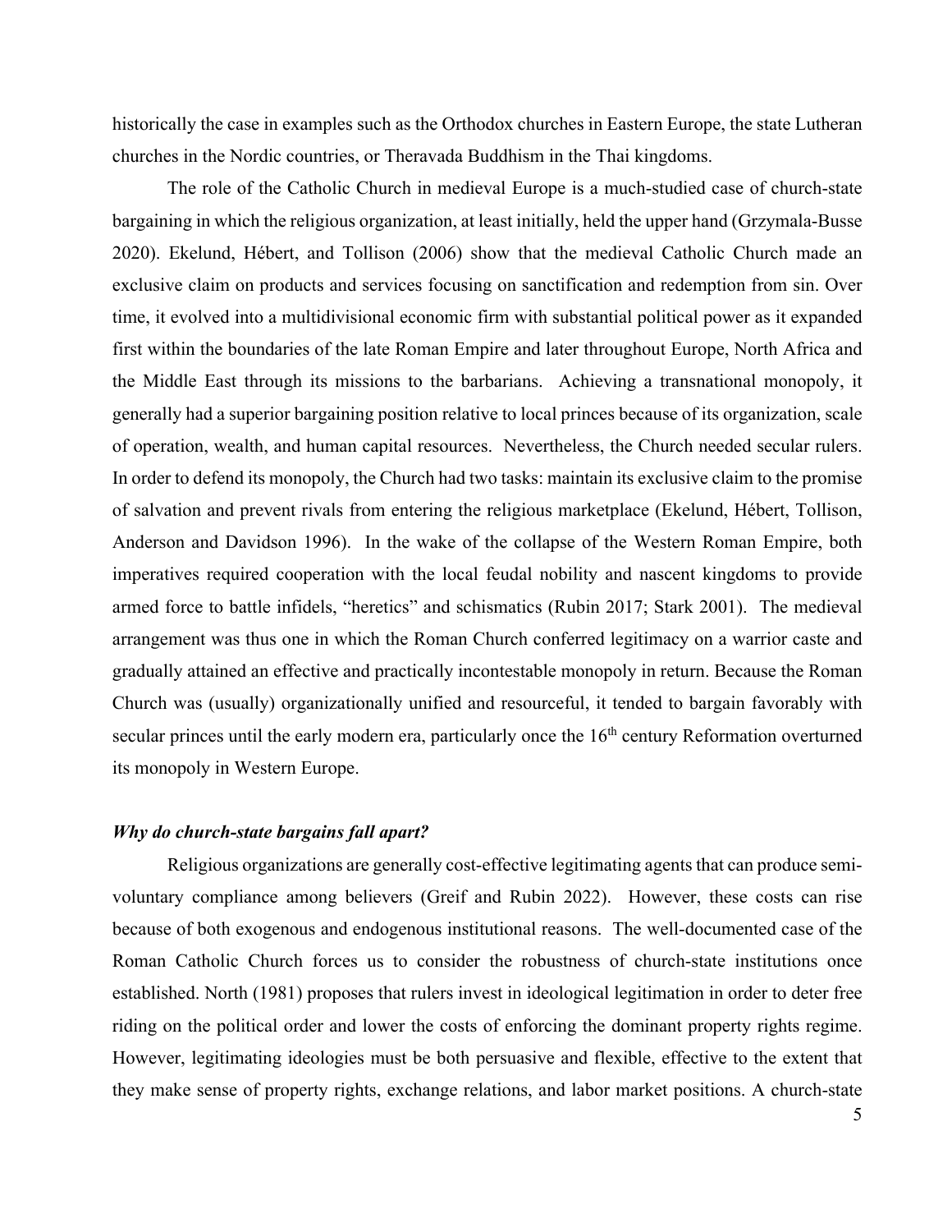historically the case in examples such as the Orthodox churches in Eastern Europe, the state Lutheran churches in the Nordic countries, or Theravada Buddhism in the Thai kingdoms.

The role of the Catholic Church in medieval Europe is a much-studied case of church-state bargaining in which the religious organization, at least initially, held the upper hand (Grzymala-Busse 2020). Ekelund, Hébert, and Tollison (2006) show that the medieval Catholic Church made an exclusive claim on products and services focusing on sanctification and redemption from sin. Over time, it evolved into a multidivisional economic firm with substantial political power as it expanded first within the boundaries of the late Roman Empire and later throughout Europe, North Africa and the Middle East through its missions to the barbarians. Achieving a transnational monopoly, it generally had a superior bargaining position relative to local princes because of its organization, scale of operation, wealth, and human capital resources. Nevertheless, the Church needed secular rulers. In order to defend its monopoly, the Church had two tasks: maintain its exclusive claim to the promise of salvation and prevent rivals from entering the religious marketplace (Ekelund, Hébert, Tollison, Anderson and Davidson 1996). In the wake of the collapse of the Western Roman Empire, both imperatives required cooperation with the local feudal nobility and nascent kingdoms to provide armed force to battle infidels, "heretics" and schismatics (Rubin 2017; Stark 2001). The medieval arrangement was thus one in which the Roman Church conferred legitimacy on a warrior caste and gradually attained an effective and practically incontestable monopoly in return. Because the Roman Church was (usually) organizationally unified and resourceful, it tended to bargain favorably with secular princes until the early modern era, particularly once the 16th century Reformation overturned its monopoly in Western Europe.

### *Why do church-state bargains fall apart?*

Religious organizations are generally cost-effective legitimating agents that can produce semi-voluntary compliance among believers (Greif and Rubin 2022). However, these costs can rise because of both exogenous and endogenous institutional reasons. The well-documented case of the Roman Catholic Church forces us to consider the robustness of church-state institutions once established. North (1981) proposes that rulers invest in ideological legitimation in order to deter free riding on the political order and lower the costs of enforcing the dominant property rights regime. However, legitimating ideologies must be both persuasive and flexible, effective to the extent that they make sense of property rights, exchange relations, and labor market positions. A church-state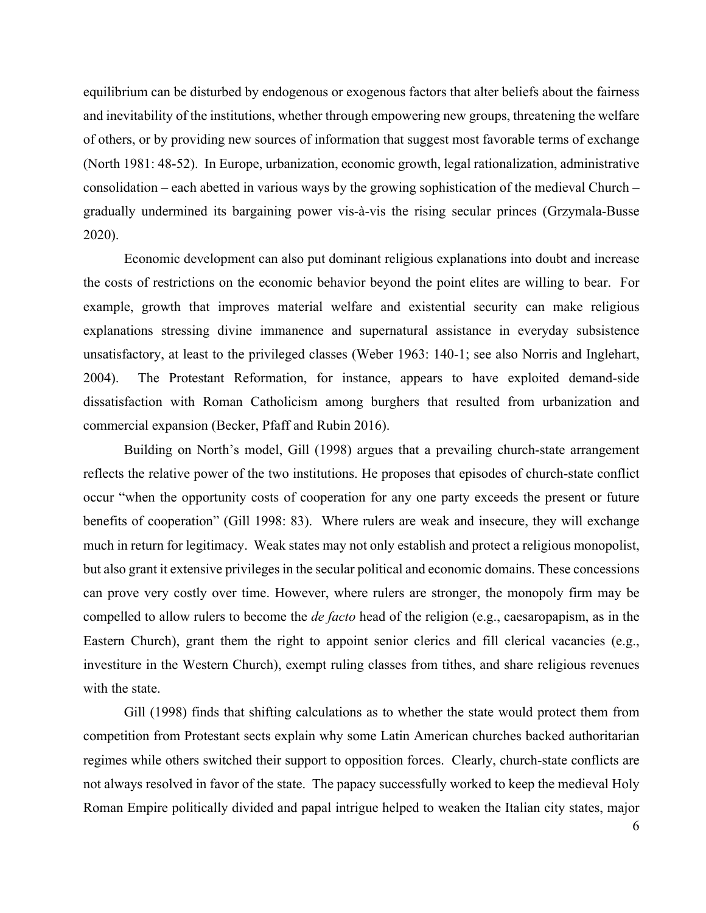equilibrium can be disturbed by endogenous or exogenous factors that alter beliefs about the fairness and inevitability of the institutions, whether through empowering new groups, threatening the welfare of others, or by providing new sources of information that suggest most favorable terms of exchange (North 1981: 48-52). In Europe, urbanization, economic growth, legal rationalization, administrative consolidation – each abetted in various ways by the growing sophistication of the medieval Church – gradually undermined its bargaining power vis-à-vis the rising secular princes (Grzymala-Busse 2020).

Economic development can also put dominant religious explanations into doubt and increase the costs of restrictions on the economic behavior beyond the point elites are willing to bear. For example, growth that improves material welfare and existential security can make religious explanations stressing divine immanence and supernatural assistance in everyday subsistence unsatisfactory, at least to the privileged classes (Weber 1963: 140-1; see also Norris and Inglehart, 2004). The Protestant Reformation, for instance, appears to have exploited demand-side dissatisfaction with Roman Catholicism among burghers that resulted from urbanization and commercial expansion (Becker, Pfaff and Rubin 2016).

Building on North's model, Gill (1998) argues that a prevailing church-state arrangement reflects the relative power of the two institutions. He proposes that episodes of church-state conflict occur "when the opportunity costs of cooperation for any one party exceeds the present or future benefits of cooperation" (Gill 1998: 83). Where rulers are weak and insecure, they will exchange much in return for legitimacy. Weak states may not only establish and protect a religious monopolist, but also grant it extensive privileges in the secular political and economic domains. These concessions can prove very costly over time. However, where rulers are stronger, the monopoly firm may be compelled to allow rulers to become the *de facto* head of the religion (e.g., caesaropapism, as in the Eastern Church), grant them the right to appoint senior clerics and fill clerical vacancies (e.g., investiture in the Western Church), exempt ruling classes from tithes, and share religious revenues with the state.

Gill (1998) finds that shifting calculations as to whether the state would protect them from competition from Protestant sects explain why some Latin American churches backed authoritarian regimes while others switched their support to opposition forces. Clearly, church-state conflicts are not always resolved in favor of the state. The papacy successfully worked to keep the medieval Holy Roman Empire politically divided and papal intrigue helped to weaken the Italian city states, major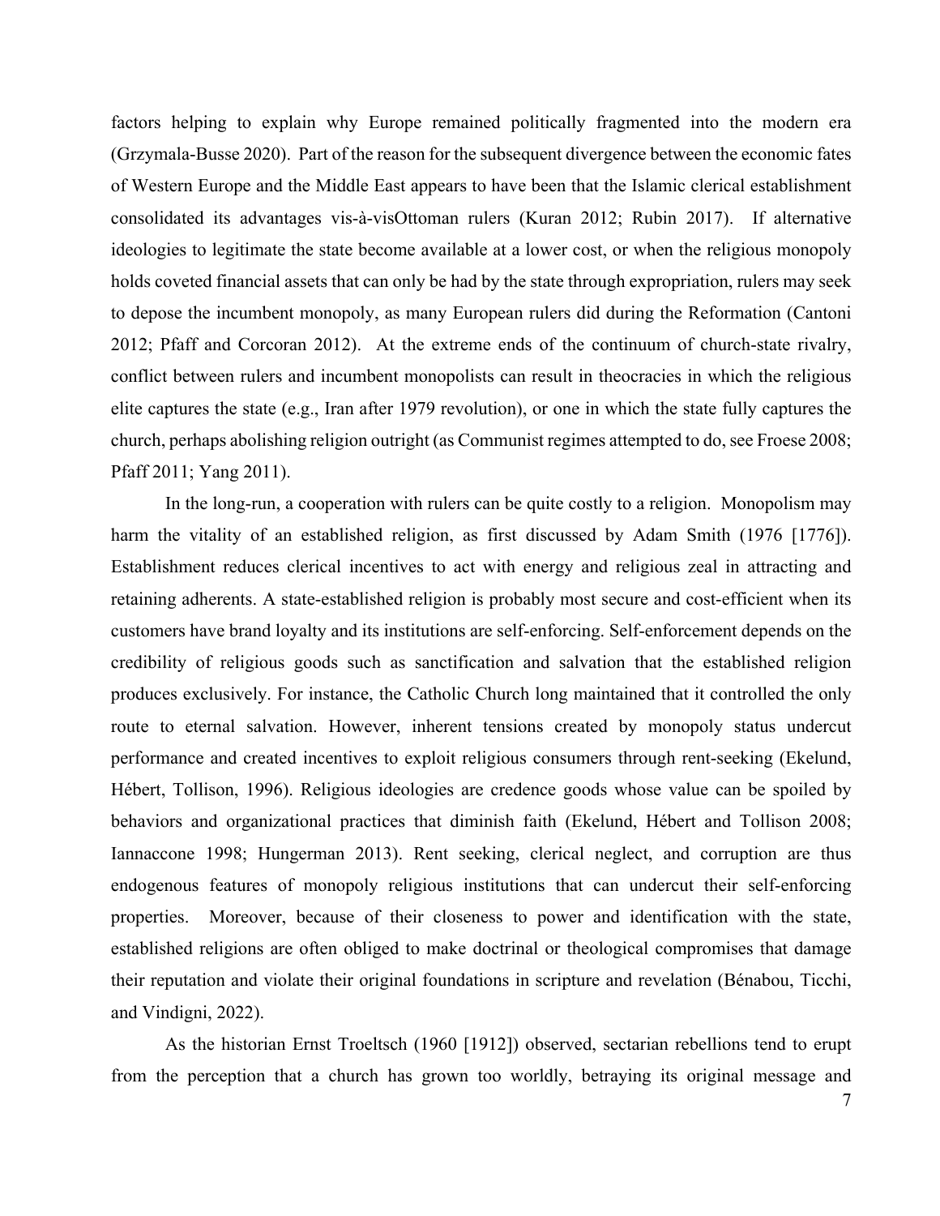factors helping to explain why Europe remained politically fragmented into the modern era (Grzymala-Busse 2020). Part of the reason for the subsequent divergence between the economic fates of Western Europe and the Middle East appears to have been that the Islamic clerical establishment consolidated its advantages vis-à-visOttoman rulers (Kuran 2012; Rubin 2017). If alternative ideologies to legitimate the state become available at a lower cost, or when the religious monopoly holds coveted financial assets that can only be had by the state through expropriation, rulers may seek to depose the incumbent monopoly, as many European rulers did during the Reformation (Cantoni 2012; Pfaff and Corcoran 2012). At the extreme ends of the continuum of church-state rivalry, conflict between rulers and incumbent monopolists can result in theocracies in which the religious elite captures the state (e.g., Iran after 1979 revolution), or one in which the state fully captures the church, perhaps abolishing religion outright (as Communist regimes attempted to do, see Froese 2008; Pfaff 2011; Yang 2011).

In the long-run, a cooperation with rulers can be quite costly to a religion. Monopolism may harm the vitality of an established religion, as first discussed by Adam Smith (1976 [1776]). Establishment reduces clerical incentives to act with energy and religious zeal in attracting and retaining adherents. A state-established religion is probably most secure and cost-efficient when its customers have brand loyalty and its institutions are self-enforcing. Self-enforcement depends on the credibility of religious goods such as sanctification and salvation that the established religion produces exclusively. For instance, the Catholic Church long maintained that it controlled the only route to eternal salvation. However, inherent tensions created by monopoly status undercut performance and created incentives to exploit religious consumers through rent-seeking (Ekelund, Hébert, Tollison, 1996). Religious ideologies are credence goods whose value can be spoiled by behaviors and organizational practices that diminish faith (Ekelund, Hébert and Tollison 2008; Iannaccone 1998; Hungerman 2013). Rent seeking, clerical neglect, and corruption are thus endogenous features of monopoly religious institutions that can undercut their self-enforcing properties. Moreover, because of their closeness to power and identification with the state, established religions are often obliged to make doctrinal or theological compromises that damage their reputation and violate their original foundations in scripture and revelation (Bénabou, Ticchi, and Vindigni, 2022).

As the historian Ernst Troeltsch (1960 [1912]) observed, sectarian rebellions tend to erupt from the perception that a church has grown too worldly, betraying its original message and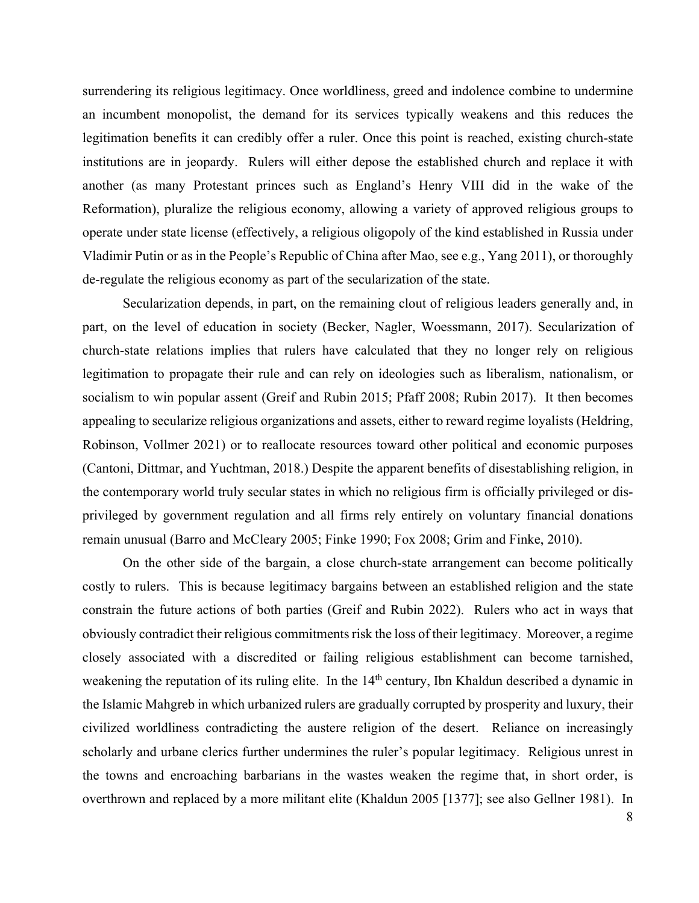surrendering its religious legitimacy. Once worldliness, greed and indolence combine to undermine an incumbent monopolist, the demand for its services typically weakens and this reduces the legitimation benefits it can credibly offer a ruler. Once this point is reached, existing church-state institutions are in jeopardy. Rulers will either depose the established church and replace it with another (as many Protestant princes such as England's Henry VIII did in the wake of the Reformation), pluralize the religious economy, allowing a variety of approved religious groups to operate under state license (effectively, a religious oligopoly of the kind established in Russia under Vladimir Putin or as in the People's Republic of China after Mao, see e.g., Yang 2011), or thoroughly de-regulate the religious economy as part of the secularization of the state.

Secularization depends, in part, on the remaining clout of religious leaders generally and, in part, on the level of education in society (Becker, Nagler, Woessmann, 2017). Secularization of church-state relations implies that rulers have calculated that they no longer rely on religious legitimation to propagate their rule and can rely on ideologies such as liberalism, nationalism, or socialism to win popular assent (Greif and Rubin 2015; Pfaff 2008; Rubin 2017). It then becomes appealing to secularize religious organizations and assets, either to reward regime loyalists (Heldring, Robinson, Vollmer 2021) or to reallocate resources toward other political and economic purposes (Cantoni, Dittmar, and Yuchtman, 2018.) Despite the apparent benefits of disestablishing religion, in the contemporary world truly secular states in which no religious firm is officially privileged or dis-privileged by government regulation and all firms rely entirely on voluntary financial donations remain unusual (Barro and McCleary 2005; Finke 1990; Fox 2008; Grim and Finke, 2010).

On the other side of the bargain, a close church-state arrangement can become politically costly to rulers. This is because legitimacy bargains between an established religion and the state constrain the future actions of both parties (Greif and Rubin 2022). Rulers who act in ways that obviously contradict their religious commitments risk the loss of their legitimacy. Moreover, a regime closely associated with a discredited or failing religious establishment can become tarnished, weakening the reputation of its ruling elite. In the 14th century, Ibn Khaldun described a dynamic in the Islamic Mahgreb in which urbanized rulers are gradually corrupted by prosperity and luxury, their civilized worldliness contradicting the austere religion of the desert. Reliance on increasingly scholarly and urbane clerics further undermines the ruler's popular legitimacy. Religious unrest in the towns and encroaching barbarians in the wastes weaken the regime that, in short order, is overthrown and replaced by a more militant elite (Khaldun 2005 [1377]; see also Gellner 1981). In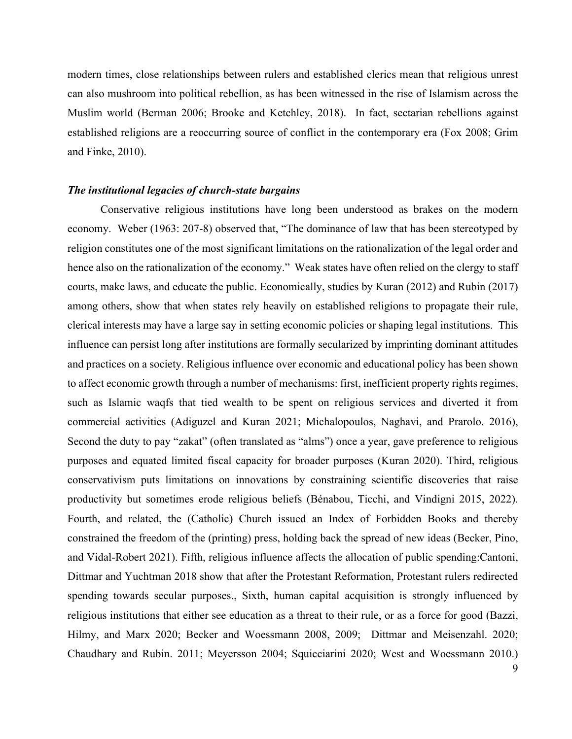modern times, close relationships between rulers and established clerics mean that religious unrest can also mushroom into political rebellion, as has been witnessed in the rise of Islamism across the Muslim world (Berman 2006; Brooke and Ketchley, 2018). In fact, sectarian rebellions against established religions are a reoccurring source of conflict in the contemporary era (Fox 2008; Grim and Finke, 2010).

### *The institutional legacies of church-state bargains*

Conservative religious institutions have long been understood as brakes on the modern economy. Weber (1963: 207-8) observed that, "The dominance of law that has been stereotyped by religion constitutes one of the most significant limitations on the rationalization of the legal order and hence also on the rationalization of the economy." Weak states have often relied on the clergy to staff courts, make laws, and educate the public. Economically, studies by Kuran (2012) and Rubin (2017) among others, show that when states rely heavily on established religions to propagate their rule, clerical interests may have a large say in setting economic policies or shaping legal institutions. This influence can persist long after institutions are formally secularized by imprinting dominant attitudes and practices on a society. Religious influence over economic and educational policy has been shown to affect economic growth through a number of mechanisms: first, inefficient property rights regimes, such as Islamic waqfs that tied wealth to be spent on religious services and diverted it from commercial activities (Adiguzel and Kuran 2021; Michalopoulos, Naghavi, and Prarolo. 2016), Second the duty to pay "zakat" (often translated as "alms") once a year, gave preference to religious purposes and equated limited fiscal capacity for broader purposes (Kuran 2020). Third, religious conservativism puts limitations on innovations by constraining scientific discoveries that raise productivity but sometimes erode religious beliefs (Bénabou, Ticchi, and Vindigni 2015, 2022). Fourth, and related, the (Catholic) Church issued an Index of Forbidden Books and thereby constrained the freedom of the (printing) press, holding back the spread of new ideas (Becker, Pino, and Vidal-Robert 2021). Fifth, religious influence affects the allocation of public spending:Cantoni, Dittmar and Yuchtman 2018 show that after the Protestant Reformation, Protestant rulers redirected spending towards secular purposes., Sixth, human capital acquisition is strongly influenced by religious institutions that either see education as a threat to their rule, or as a force for good (Bazzi, Hilmy, and Marx 2020; Becker and Woessmann 2008, 2009; Dittmar and Meisenzahl. 2020; Chaudhary and Rubin. 2011; Meyersson 2004; Squicciarini 2020; West and Woessmann 2010.)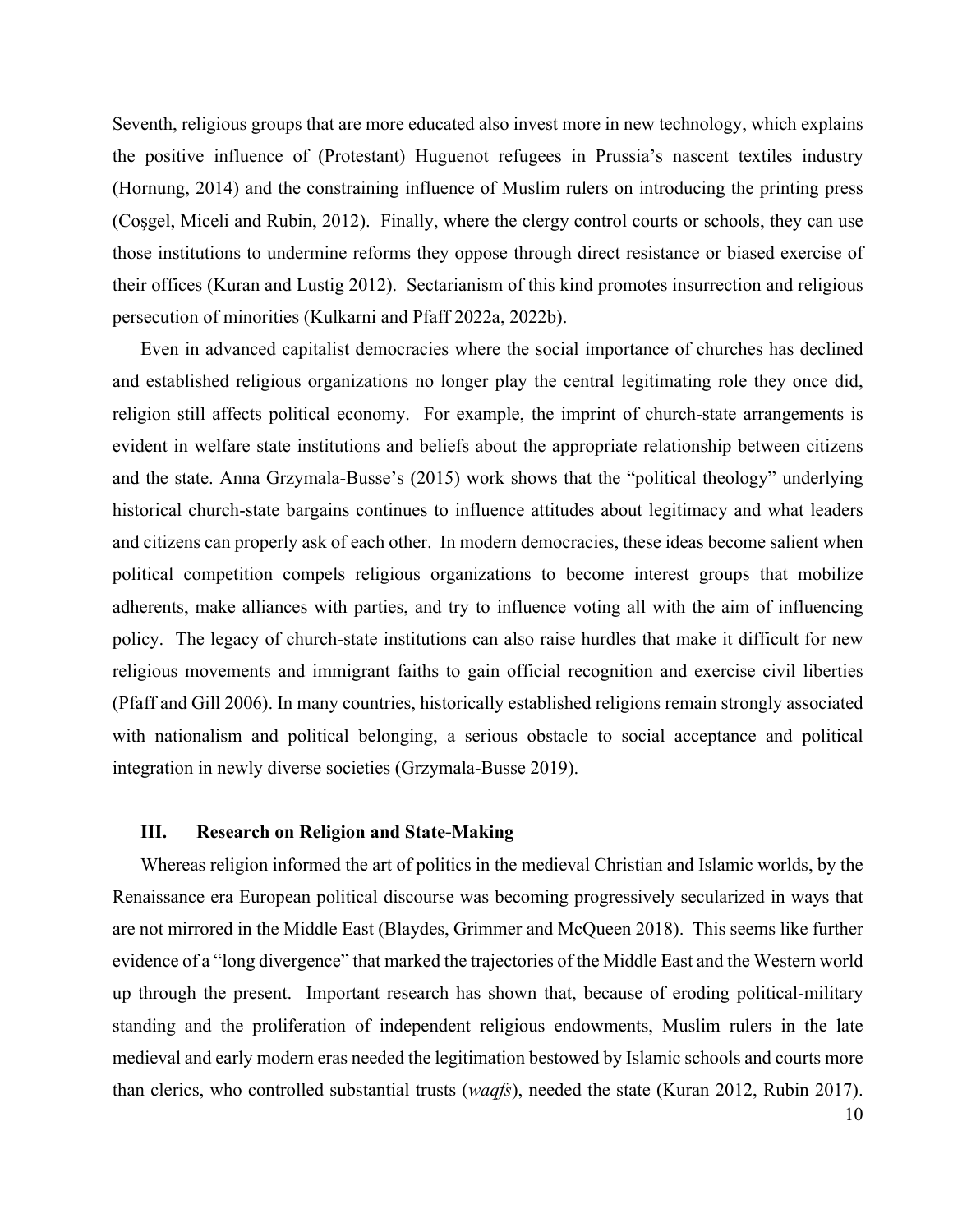Seventh, religious groups that are more educated also invest more in new technology, which explains the positive influence of (Protestant) Huguenot refugees in Prussia's nascent textiles industry (Hornung, 2014) and the constraining influence of Muslim rulers on introducing the printing press (Coşgel, Miceli and Rubin, 2012). Finally, where the clergy control courts or schools, they can use those institutions to undermine reforms they oppose through direct resistance or biased exercise of their offices (Kuran and Lustig 2012). Sectarianism of this kind promotes insurrection and religious persecution of minorities (Kulkarni and Pfaff 2022a, 2022b).

Even in advanced capitalist democracies where the social importance of churches has declined and established religious organizations no longer play the central legitimating role they once did, religion still affects political economy. For example, the imprint of church-state arrangements is evident in welfare state institutions and beliefs about the appropriate relationship between citizens and the state. Anna Grzymala-Busse's (2015) work shows that the "political theology" underlying historical church-state bargains continues to influence attitudes about legitimacy and what leaders and citizens can properly ask of each other. In modern democracies, these ideas become salient when political competition compels religious organizations to become interest groups that mobilize adherents, make alliances with parties, and try to influence voting all with the aim of influencing policy. The legacy of church-state institutions can also raise hurdles that make it difficult for new religious movements and immigrant faiths to gain official recognition and exercise civil liberties (Pfaff and Gill 2006). In many countries, historically established religions remain strongly associated with nationalism and political belonging, a serious obstacle to social acceptance and political integration in newly diverse societies (Grzymala-Busse 2019).

## III. Research on Religion and State-Making

Whereas religion informed the art of politics in the medieval Christian and Islamic worlds, by the Renaissance era European political discourse was becoming progressively secularized in ways that are not mirrored in the Middle East (Blaydes, Grimmer and McQueen 2018). This seems like further evidence of a "long divergence" that marked the trajectories of the Middle East and the Western world up through the present. Important research has shown that, because of eroding political-military standing and the proliferation of independent religious endowments, Muslim rulers in the late medieval and early modern eras needed the legitimation bestowed by Islamic schools and courts more than clerics, who controlled substantial trusts (*waqfs*), needed the state (Kuran 2012, Rubin 2017).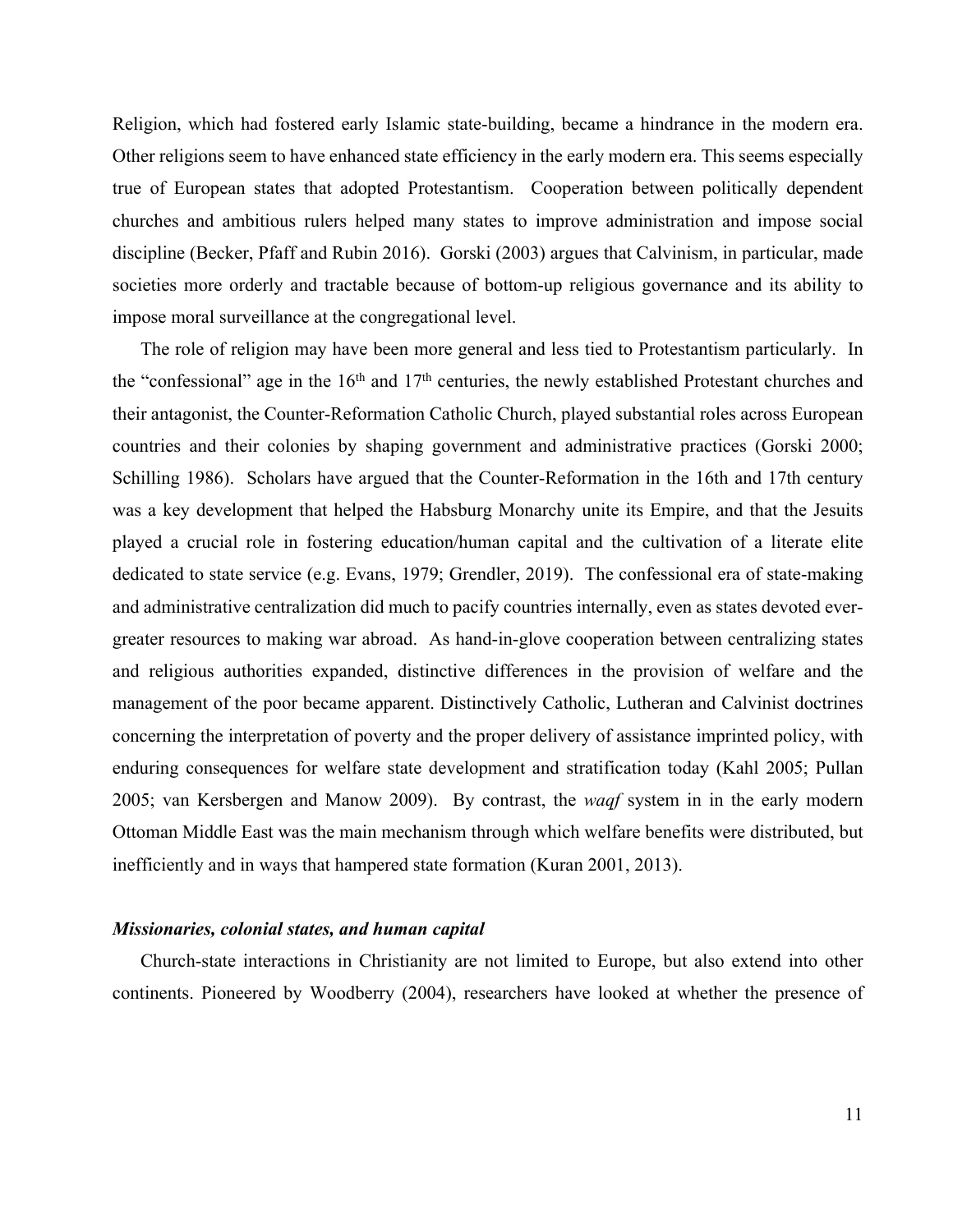Religion, which had fostered early Islamic state-building, became a hindrance in the modern era. Other religions seem to have enhanced state efficiency in the early modern era. This seems especially true of European states that adopted Protestantism. Cooperation between politically dependent churches and ambitious rulers helped many states to improve administration and impose social discipline (Becker, Pfaff and Rubin 2016). Gorski (2003) argues that Calvinism, in particular, made societies more orderly and tractable because of bottom-up religious governance and its ability to impose moral surveillance at the congregational level.

The role of religion may have been more general and less tied to Protestantism particularly. In the "confessional" age in the 16th and 17th centuries, the newly established Protestant churches and their antagonist, the Counter-Reformation Catholic Church, played substantial roles across European countries and their colonies by shaping government and administrative practices (Gorski 2000; Schilling 1986). Scholars have argued that the Counter-Reformation in the 16th and 17th century was a key development that helped the Habsburg Monarchy unite its Empire, and that the Jesuits played a crucial role in fostering education/human capital and the cultivation of a literate elite dedicated to state service (e.g. Evans, 1979; Grendler, 2019). The confessional era of state-making and administrative centralization did much to pacify countries internally, even as states devoted ever-greater resources to making war abroad. As hand-in-glove cooperation between centralizing states and religious authorities expanded, distinctive differences in the provision of welfare and the management of the poor became apparent. Distinctively Catholic, Lutheran and Calvinist doctrines concerning the interpretation of poverty and the proper delivery of assistance imprinted policy, with enduring consequences for welfare state development and stratification today (Kahl 2005; Pullan 2005; van Kersbergen and Manow 2009). By contrast, the *waqf* system in in the early modern Ottoman Middle East was the main mechanism through which welfare benefits were distributed, but inefficiently and in ways that hampered state formation (Kuran 2001, 2013).

### *Missionaries, colonial states, and human capital*

Church-state interactions in Christianity are not limited to Europe, but also extend into other continents. Pioneered by Woodberry (2004), researchers have looked at whether the presence of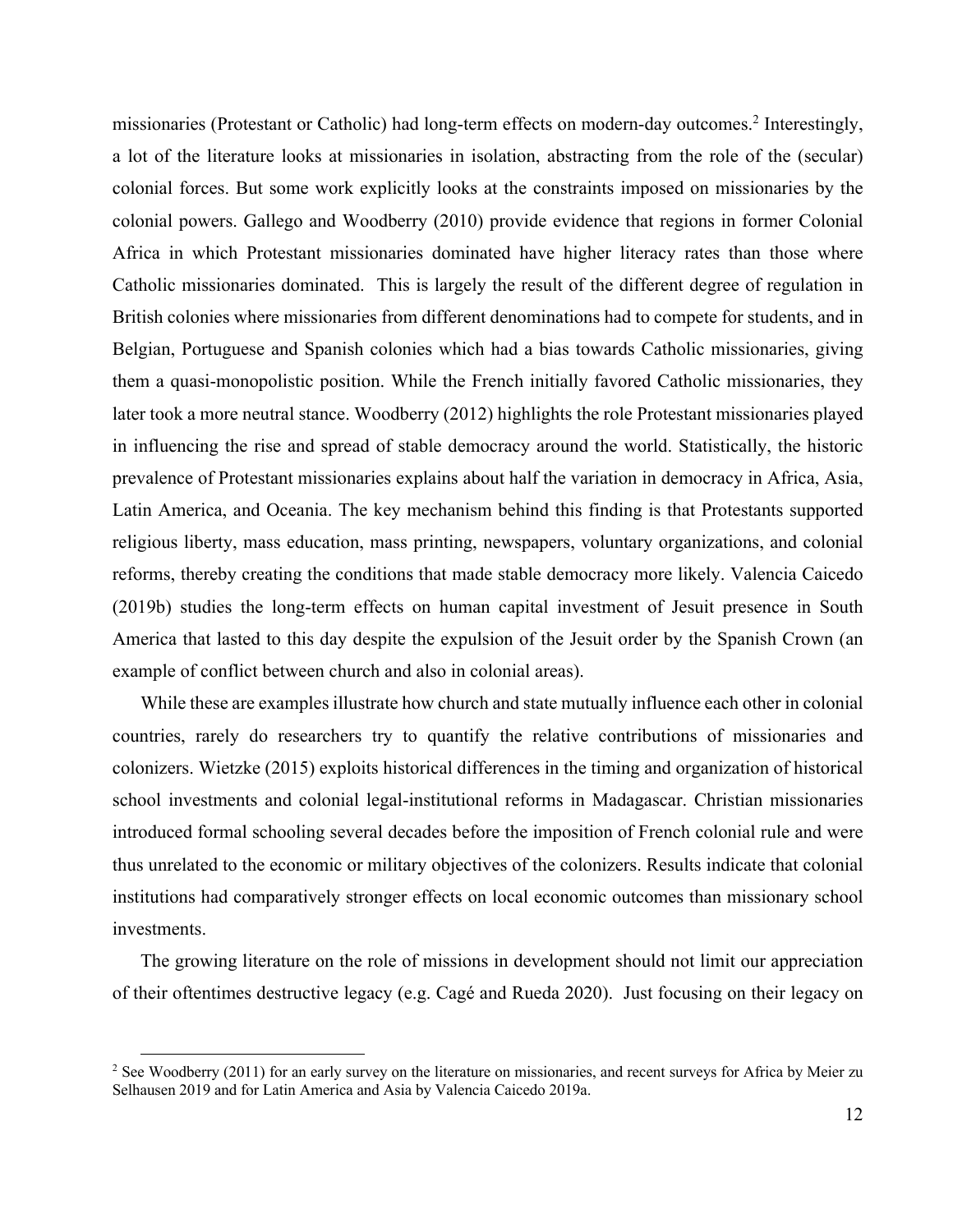missionaries (Protestant or Catholic) had long-term effects on modern-day outcomes.[2] Interestingly, a lot of the literature looks at missionaries in isolation, abstracting from the role of the (secular) colonial forces. But some work explicitly looks at the constraints imposed on missionaries by the colonial powers. Gallego and Woodberry (2010) provide evidence that regions in former Colonial Africa in which Protestant missionaries dominated have higher literacy rates than those where Catholic missionaries dominated. This is largely the result of the different degree of regulation in British colonies where missionaries from different denominations had to compete for students, and in Belgian, Portuguese and Spanish colonies which had a bias towards Catholic missionaries, giving them a quasi-monopolistic position. While the French initially favored Catholic missionaries, they later took a more neutral stance. Woodberry (2012) highlights the role Protestant missionaries played in influencing the rise and spread of stable democracy around the world. Statistically, the historic prevalence of Protestant missionaries explains about half the variation in democracy in Africa, Asia, Latin America, and Oceania. The key mechanism behind this finding is that Protestants supported religious liberty, mass education, mass printing, newspapers, voluntary organizations, and colonial reforms, thereby creating the conditions that made stable democracy more likely. Valencia Caicedo (2019b) studies the long-term effects on human capital investment of Jesuit presence in South America that lasted to this day despite the expulsion of the Jesuit order by the Spanish Crown (an example of conflict between church and also in colonial areas).

While these are examples illustrate how church and state mutually influence each other in colonial countries, rarely do researchers try to quantify the relative contributions of missionaries and colonizers. Wietzke (2015) exploits historical differences in the timing and organization of historical school investments and colonial legal-institutional reforms in Madagascar. Christian missionaries introduced formal schooling several decades before the imposition of French colonial rule and were thus unrelated to the economic or military objectives of the colonizers. Results indicate that colonial institutions had comparatively stronger effects on local economic outcomes than missionary school investments.

The growing literature on the role of missions in development should not limit our appreciation of their oftentimes destructive legacy (e.g. Cagé and Rueda 2020). Just focusing on their legacy on

[2] See Woodberry (2011) for an early survey on the literature on missionaries, and recent surveys for Africa by Meier zu Selhausen 2019 and for Latin America and Asia by Valencia Caicedo 2019a.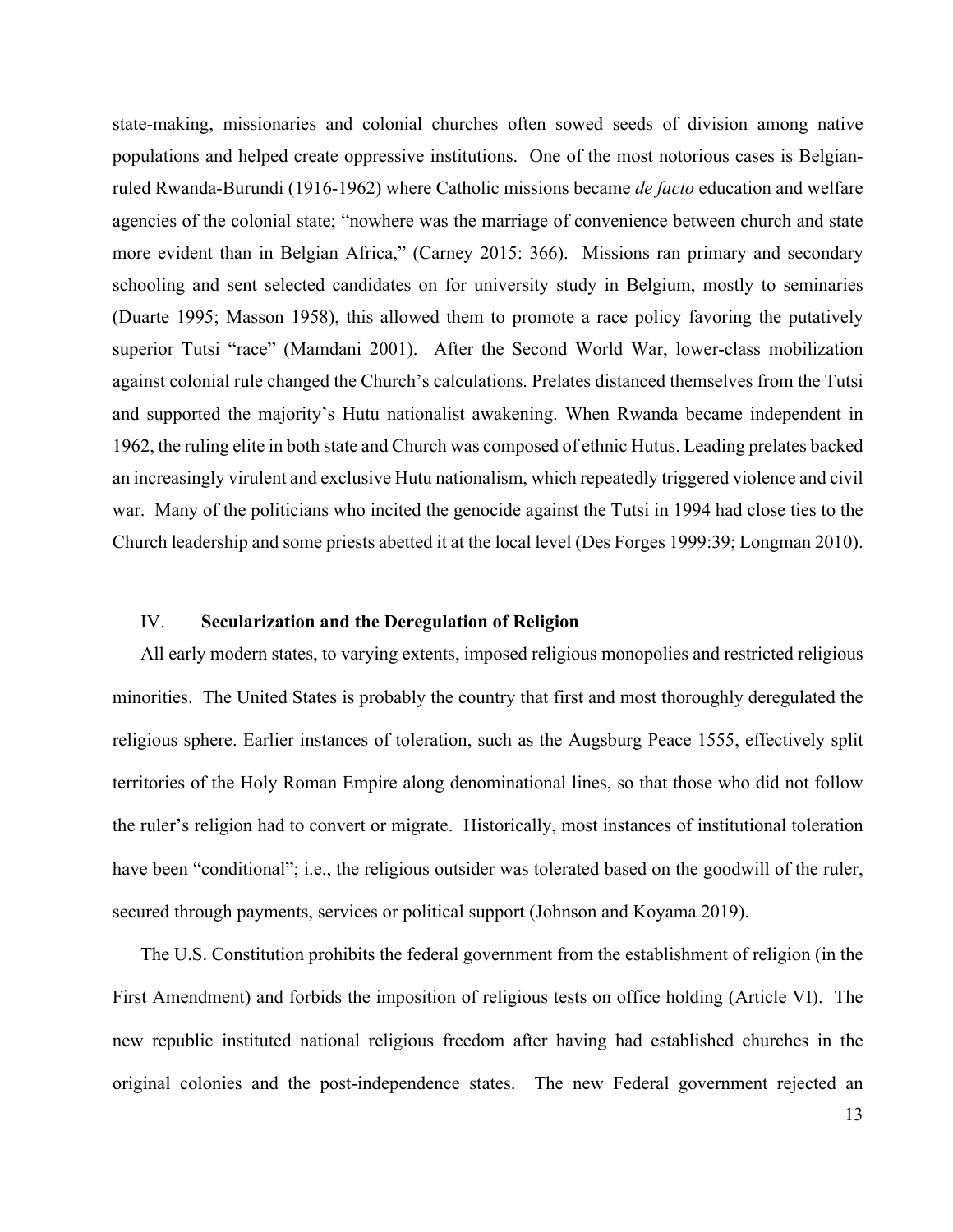state-making, missionaries and colonial churches often sowed seeds of division among native populations and helped create oppressive institutions. One of the most notorious cases is Belgian-ruled Rwanda-Burundi (1916-1962) where Catholic missions became *de facto* education and welfare agencies of the colonial state; "nowhere was the marriage of convenience between church and state more evident than in Belgian Africa," (Carney 2015: 366). Missions ran primary and secondary schooling and sent selected candidates on for university study in Belgium, mostly to seminaries (Duarte 1995; Masson 1958), this allowed them to promote a race policy favoring the putatively superior Tutsi "race" (Mamdani 2001). After the Second World War, lower-class mobilization against colonial rule changed the Church's calculations. Prelates distanced themselves from the Tutsi and supported the majority's Hutu nationalist awakening. When Rwanda became independent in 1962, the ruling elite in both state and Church was composed of ethnic Hutus. Leading prelates backed an increasingly virulent and exclusive Hutu nationalism, which repeatedly triggered violence and civil war. Many of the politicians who incited the genocide against the Tutsi in 1994 had close ties to the Church leadership and some priests abetted it at the local level (Des Forges 1999:39; Longman 2010).

## IV. Secularization and the Deregulation of Religion

All early modern states, to varying extents, imposed religious monopolies and restricted religious minorities. The United States is probably the country that first and most thoroughly deregulated the religious sphere. Earlier instances of toleration, such as the Augsburg Peace 1555, effectively split territories of the Holy Roman Empire along denominational lines, so that those who did not follow the ruler's religion had to convert or migrate. Historically, most instances of institutional toleration have been "conditional"; i.e., the religious outsider was tolerated based on the goodwill of the ruler, secured through payments, services or political support (Johnson and Koyama 2019).

The U.S. Constitution prohibits the federal government from the establishment of religion (in the First Amendment) and forbids the imposition of religious tests on office holding (Article VI). The new republic instituted national religious freedom after having had established churches in the original colonies and the post-independence states. The new Federal government rejected an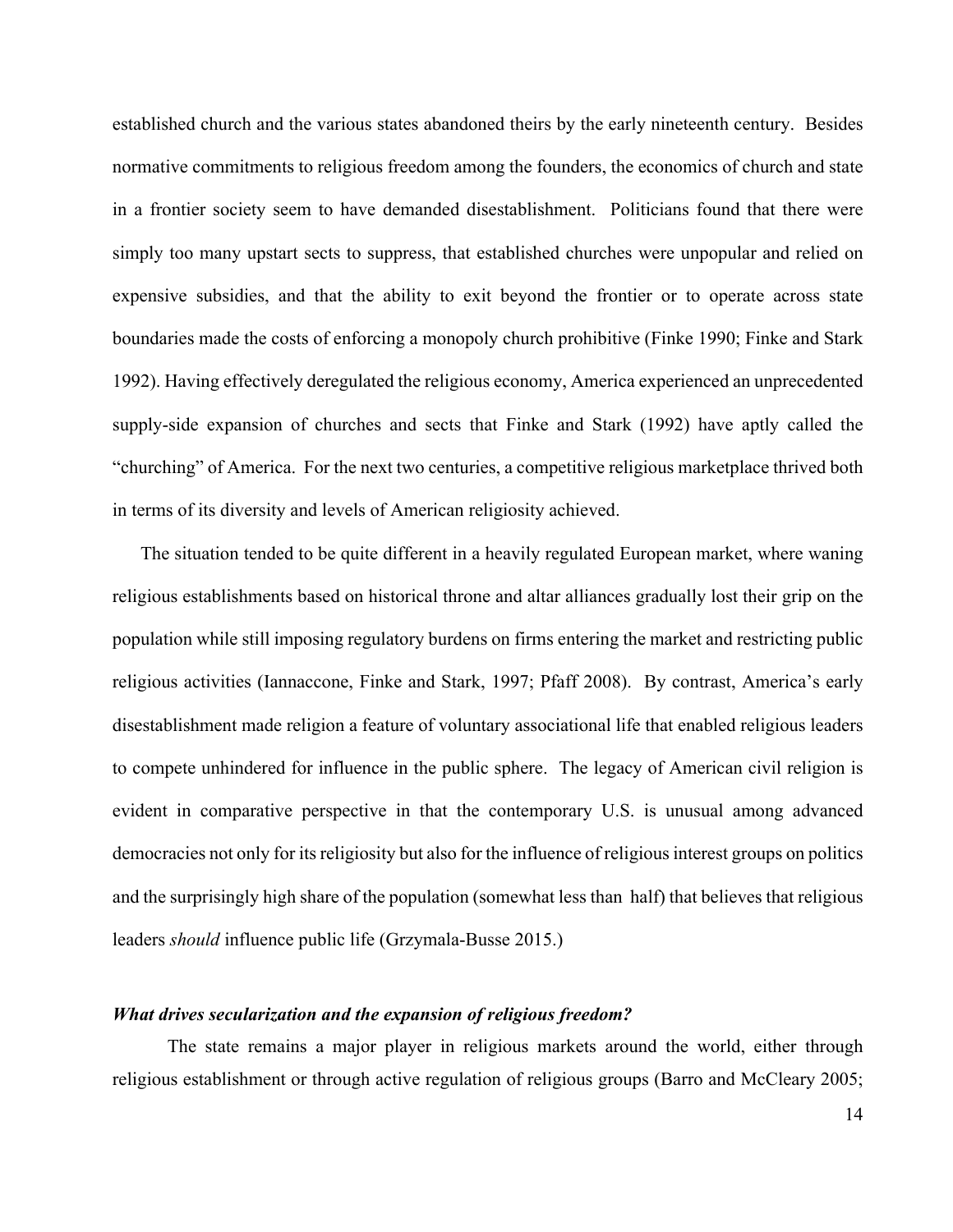established church and the various states abandoned theirs by the early nineteenth century. Besides normative commitments to religious freedom among the founders, the economics of church and state in a frontier society seem to have demanded disestablishment. Politicians found that there were simply too many upstart sects to suppress, that established churches were unpopular and relied on expensive subsidies, and that the ability to exit beyond the frontier or to operate across state boundaries made the costs of enforcing a monopoly church prohibitive (Finke 1990; Finke and Stark 1992). Having effectively deregulated the religious economy, America experienced an unprecedented supply-side expansion of churches and sects that Finke and Stark (1992) have aptly called the "churching" of America. For the next two centuries, a competitive religious marketplace thrived both in terms of its diversity and levels of American religiosity achieved.

The situation tended to be quite different in a heavily regulated European market, where waning religious establishments based on historical throne and altar alliances gradually lost their grip on the population while still imposing regulatory burdens on firms entering the market and restricting public religious activities (Iannaccone, Finke and Stark, 1997; Pfaff 2008). By contrast, America's early disestablishment made religion a feature of voluntary associational life that enabled religious leaders to compete unhindered for influence in the public sphere. The legacy of American civil religion is evident in comparative perspective in that the contemporary U.S. is unusual among advanced democracies not only for its religiosity but also for the influence of religious interest groups on politics and the surprisingly high share of the population (somewhat less than half) that believes that religious leaders *should* influence public life (Grzymala-Busse 2015.)

### ***What drives secularization and the expansion of religious freedom?***

The state remains a major player in religious markets around the world, either through religious establishment or through active regulation of religious groups (Barro and McCleary 2005;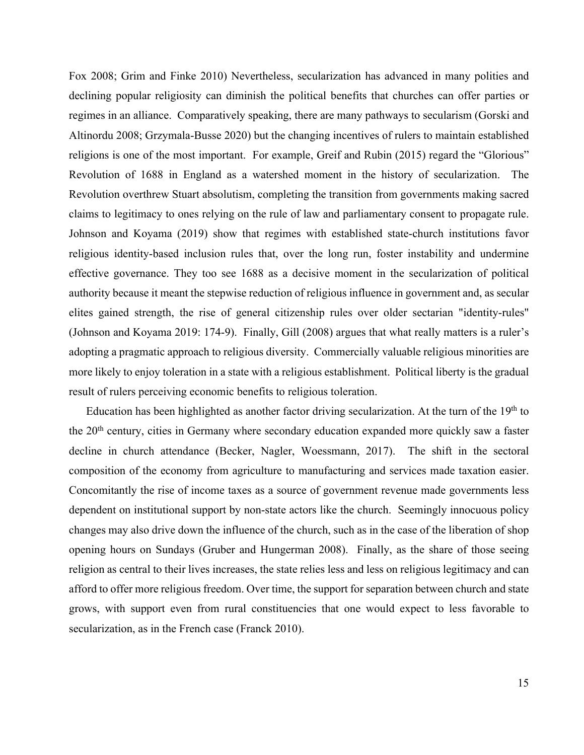Fox 2008; Grim and Finke 2010) Nevertheless, secularization has advanced in many polities and declining popular religiosity can diminish the political benefits that churches can offer parties or regimes in an alliance. Comparatively speaking, there are many pathways to secularism (Gorski and Altinordu 2008; Grzymala-Busse 2020) but the changing incentives of rulers to maintain established religions is one of the most important. For example, Greif and Rubin (2015) regard the "Glorious" Revolution of 1688 in England as a watershed moment in the history of secularization. The Revolution overthrew Stuart absolutism, completing the transition from governments making sacred claims to legitimacy to ones relying on the rule of law and parliamentary consent to propagate rule. Johnson and Koyama (2019) show that regimes with established state-church institutions favor religious identity-based inclusion rules that, over the long run, foster instability and undermine effective governance. They too see 1688 as a decisive moment in the secularization of political authority because it meant the stepwise reduction of religious influence in government and, as secular elites gained strength, the rise of general citizenship rules over older sectarian "identity-rules" (Johnson and Koyama 2019: 174-9). Finally, Gill (2008) argues that what really matters is a ruler's adopting a pragmatic approach to religious diversity. Commercially valuable religious minorities are more likely to enjoy toleration in a state with a religious establishment. Political liberty is the gradual result of rulers perceiving economic benefits to religious toleration.

Education has been highlighted as another factor driving secularization. At the turn of the 19th to the 20th century, cities in Germany where secondary education expanded more quickly saw a faster decline in church attendance (Becker, Nagler, Woessmann, 2017). The shift in the sectoral composition of the economy from agriculture to manufacturing and services made taxation easier. Concomitantly the rise of income taxes as a source of government revenue made governments less dependent on institutional support by non-state actors like the church. Seemingly innocuous policy changes may also drive down the influence of the church, such as in the case of the liberation of shop opening hours on Sundays (Gruber and Hungerman 2008). Finally, as the share of those seeing religion as central to their lives increases, the state relies less and less on religious legitimacy and can afford to offer more religious freedom. Over time, the support for separation between church and state grows, with support even from rural constituencies that one would expect to less favorable to secularization, as in the French case (Franck 2010).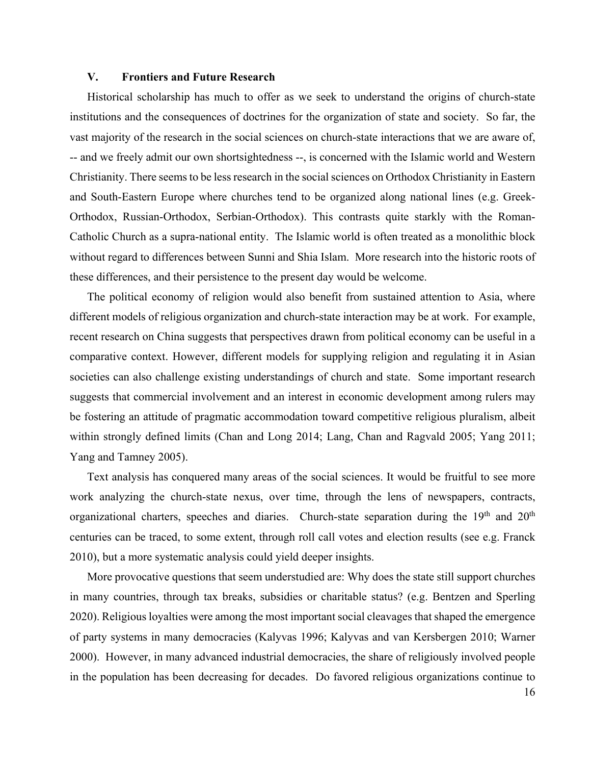## V. Frontiers and Future Research

Historical scholarship has much to offer as we seek to understand the origins of church-state institutions and the consequences of doctrines for the organization of state and society. So far, the vast majority of the research in the social sciences on church-state interactions that we are aware of, -- and we freely admit our own shortsightedness --, is concerned with the Islamic world and Western Christianity. There seems to be less research in the social sciences on Orthodox Christianity in Eastern and South-Eastern Europe where churches tend to be organized along national lines (e.g. Greek-Orthodox, Russian-Orthodox, Serbian-Orthodox). This contrasts quite starkly with the Roman-Catholic Church as a supra-national entity. The Islamic world is often treated as a monolithic block without regard to differences between Sunni and Shia Islam. More research into the historic roots of these differences, and their persistence to the present day would be welcome.

The political economy of religion would also benefit from sustained attention to Asia, where different models of religious organization and church-state interaction may be at work. For example, recent research on China suggests that perspectives drawn from political economy can be useful in a comparative context. However, different models for supplying religion and regulating it in Asian societies can also challenge existing understandings of church and state. Some important research suggests that commercial involvement and an interest in economic development among rulers may be fostering an attitude of pragmatic accommodation toward competitive religious pluralism, albeit within strongly defined limits (Chan and Long 2014; Lang, Chan and Ragvald 2005; Yang 2011; Yang and Tamney 2005).

Text analysis has conquered many areas of the social sciences. It would be fruitful to see more work analyzing the church-state nexus, over time, through the lens of newspapers, contracts, organizational charters, speeches and diaries. Church-state separation during the 19th and 20th centuries can be traced, to some extent, through roll call votes and election results (see e.g. Franck 2010), but a more systematic analysis could yield deeper insights.

More provocative questions that seem understudied are: Why does the state still support churches in many countries, through tax breaks, subsidies or charitable status? (e.g. Bentzen and Sperling 2020). Religious loyalties were among the most important social cleavages that shaped the emergence of party systems in many democracies (Kalyvas 1996; Kalyvas and van Kersbergen 2010; Warner 2000). However, in many advanced industrial democracies, the share of religiously involved people in the population has been decreasing for decades. Do favored religious organizations continue to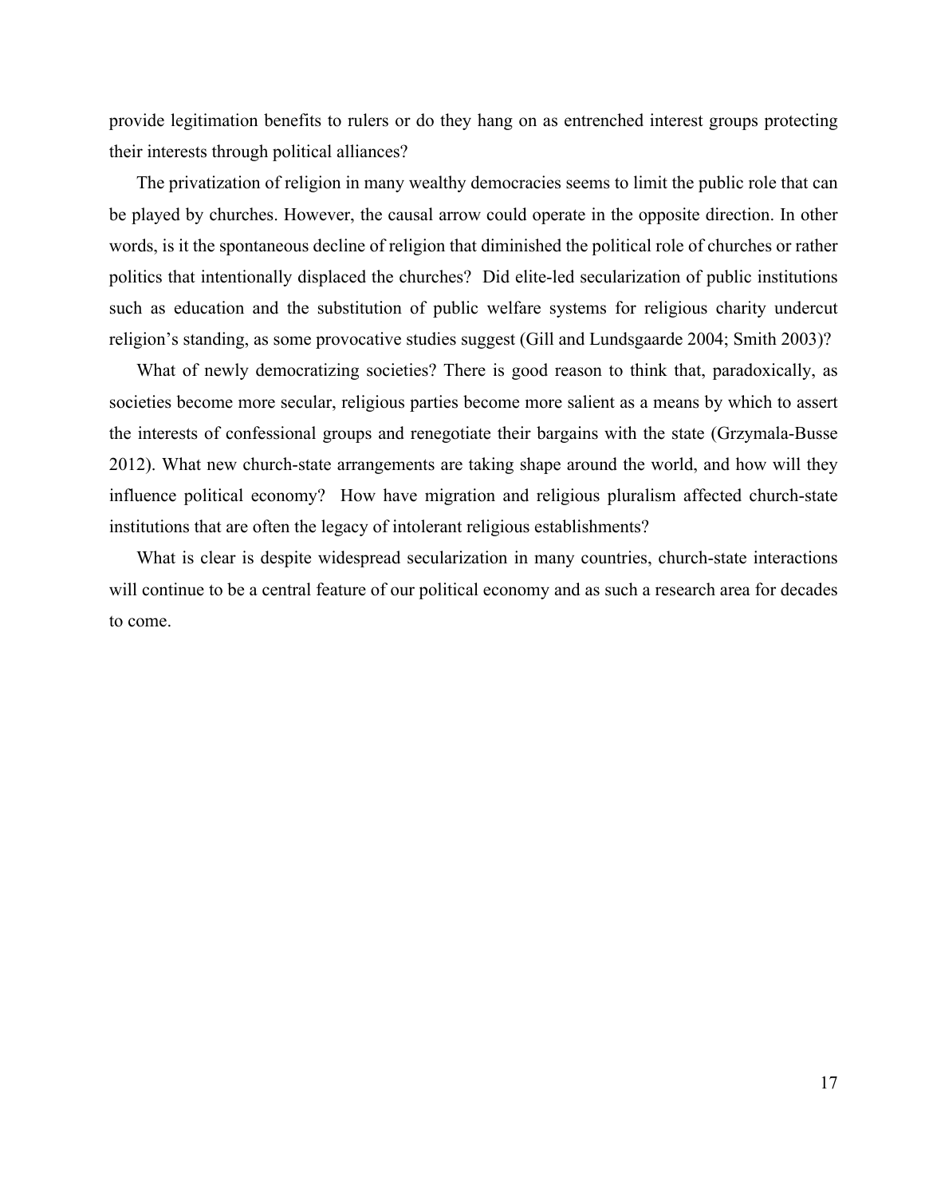provide legitimation benefits to rulers or do they hang on as entrenched interest groups protecting their interests through political alliances?

The privatization of religion in many wealthy democracies seems to limit the public role that can be played by churches. However, the causal arrow could operate in the opposite direction. In other words, is it the spontaneous decline of religion that diminished the political role of churches or rather politics that intentionally displaced the churches? Did elite-led secularization of public institutions such as education and the substitution of public welfare systems for religious charity undercut religion's standing, as some provocative studies suggest (Gill and Lundsgaarde 2004; Smith 2003)?

What of newly democratizing societies? There is good reason to think that, paradoxically, as societies become more secular, religious parties become more salient as a means by which to assert the interests of confessional groups and renegotiate their bargains with the state (Grzymala-Busse 2012). What new church-state arrangements are taking shape around the world, and how will they influence political economy? How have migration and religious pluralism affected church-state institutions that are often the legacy of intolerant religious establishments?

What is clear is despite widespread secularization in many countries, church-state interactions will continue to be a central feature of our political economy and as such a research area for decades to come.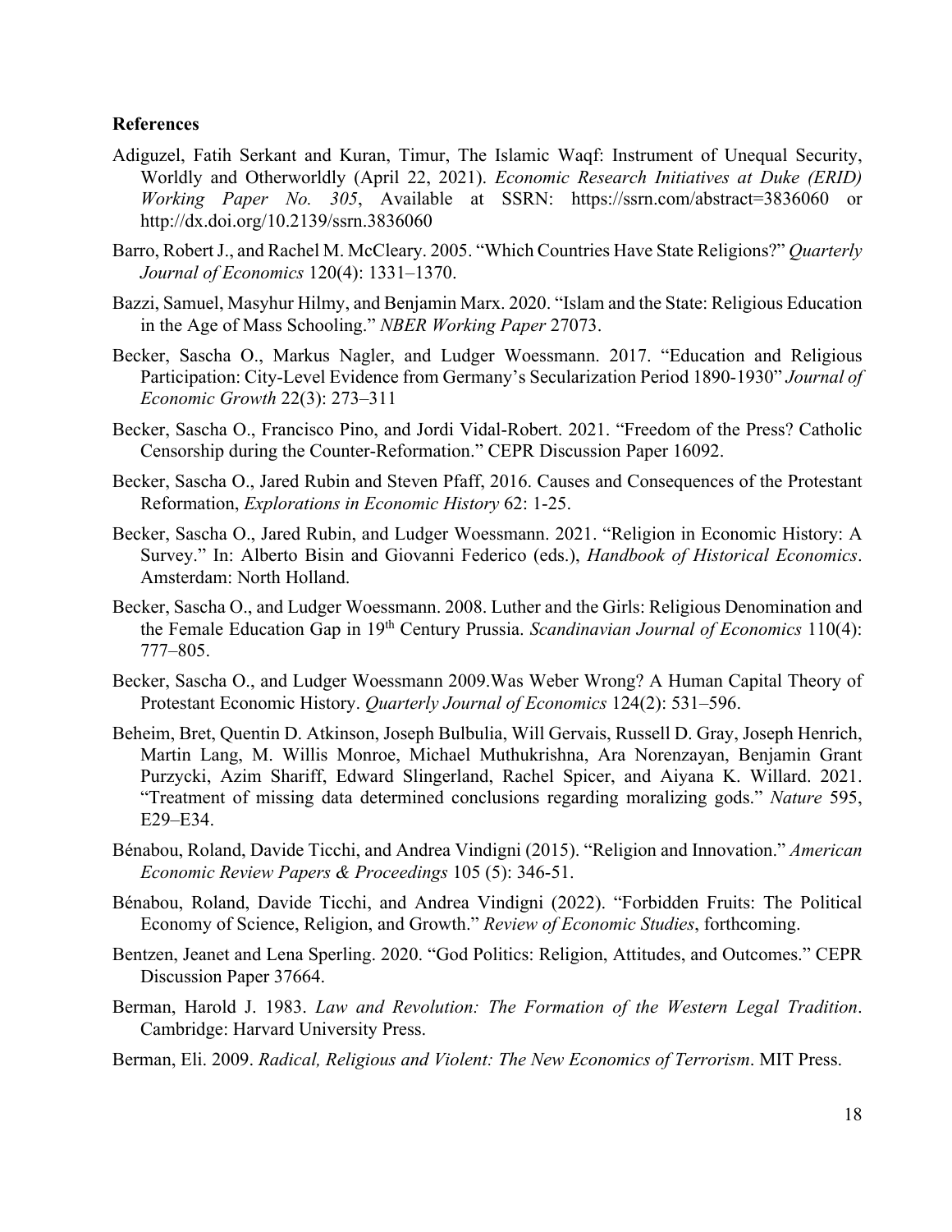**References**

Adiguzel, Fatih Serkant and Kuran, Timur, The Islamic Waqf: Instrument of Unequal Security, Worldly and Otherworldly (April 22, 2021). *Economic Research Initiatives at Duke (ERID) Working Paper No. 305*, Available at SSRN: https://ssrn.com/abstract=3836060 or http://dx.doi.org/10.2139/ssrn.3836060

Barro, Robert J., and Rachel M. McCleary. 2005. "Which Countries Have State Religions?" *Quarterly Journal of Economics* 120(4): 1331–1370.

Bazzi, Samuel, Masyhur Hilmy, and Benjamin Marx. 2020. "Islam and the State: Religious Education in the Age of Mass Schooling." *NBER Working Paper* 27073.

Becker, Sascha O., Markus Nagler, and Ludger Woessmann. 2017. "Education and Religious Participation: City-Level Evidence from Germany's Secularization Period 1890-1930" *Journal of Economic Growth* 22(3): 273–311

Becker, Sascha O., Francisco Pino, and Jordi Vidal-Robert. 2021. "Freedom of the Press? Catholic Censorship during the Counter-Reformation." CEPR Discussion Paper 16092.

Becker, Sascha O., Jared Rubin and Steven Pfaff, 2016. Causes and Consequences of the Protestant Reformation, *Explorations in Economic History* 62: 1-25.

Becker, Sascha O., Jared Rubin, and Ludger Woessmann. 2021. "Religion in Economic History: A Survey." In: Alberto Bisin and Giovanni Federico (eds.), *Handbook of Historical Economics*. Amsterdam: North Holland.

Becker, Sascha O., and Ludger Woessmann. 2008. Luther and the Girls: Religious Denomination and the Female Education Gap in 19th Century Prussia. *Scandinavian Journal of Economics* 110(4): 777–805.

Becker, Sascha O., and Ludger Woessmann 2009.Was Weber Wrong? A Human Capital Theory of Protestant Economic History. *Quarterly Journal of Economics* 124(2): 531–596.

Beheim, Bret, Quentin D. Atkinson, Joseph Bulbulia, Will Gervais, Russell D. Gray, Joseph Henrich, Martin Lang, M. Willis Monroe, Michael Muthukrishna, Ara Norenzayan, Benjamin Grant Purzycki, Azim Shariff, Edward Slingerland, Rachel Spicer, and Aiyana K. Willard. 2021. "Treatment of missing data determined conclusions regarding moralizing gods." *Nature* 595, E29–E34.

Bénabou, Roland, Davide Ticchi, and Andrea Vindigni (2015). "Religion and Innovation." *American Economic Review Papers & Proceedings* 105 (5): 346-51.

Bénabou, Roland, Davide Ticchi, and Andrea Vindigni (2022). "Forbidden Fruits: The Political Economy of Science, Religion, and Growth." *Review of Economic Studies*, forthcoming.

Bentzen, Jeanet and Lena Sperling. 2020. "God Politics: Religion, Attitudes, and Outcomes." CEPR Discussion Paper 37664.

Berman, Harold J. 1983. *Law and Revolution: The Formation of the Western Legal Tradition*. Cambridge: Harvard University Press.

Berman, Eli. 2009. *Radical, Religious and Violent: The New Economics of Terrorism*. MIT Press.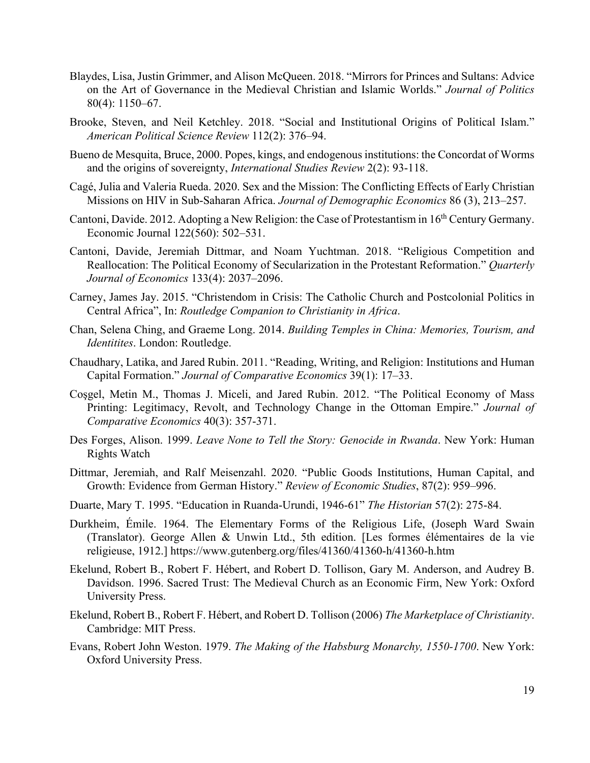Blaydes, Lisa, Justin Grimmer, and Alison McQueen. 2018. "Mirrors for Princes and Sultans: Advice on the Art of Governance in the Medieval Christian and Islamic Worlds." *Journal of Politics* 80(4): 1150–67.

Brooke, Steven, and Neil Ketchley. 2018. "Social and Institutional Origins of Political Islam." *American Political Science Review* 112(2): 376–94.

Bueno de Mesquita, Bruce, 2000. Popes, kings, and endogenous institutions: the Concordat of Worms and the origins of sovereignty, *International Studies Review* 2(2): 93-118.

Cagé, Julia and Valeria Rueda. 2020. Sex and the Mission: The Conflicting Effects of Early Christian Missions on HIV in Sub-Saharan Africa. *Journal of Demographic Economics* 86 (3), 213–257.

Cantoni, Davide. 2012. Adopting a New Religion: the Case of Protestantism in 16th Century Germany. Economic Journal 122(560): 502–531.

Cantoni, Davide, Jeremiah Dittmar, and Noam Yuchtman. 2018. "Religious Competition and Reallocation: The Political Economy of Secularization in the Protestant Reformation." *Quarterly Journal of Economics* 133(4): 2037–2096.

Carney, James Jay. 2015. "Christendom in Crisis: The Catholic Church and Postcolonial Politics in Central Africa", In: *Routledge Companion to Christianity in Africa*.

Chan, Selena Ching, and Graeme Long. 2014. *Building Temples in China: Memories, Tourism, and Identitites*. London: Routledge.

Chaudhary, Latika, and Jared Rubin. 2011. "Reading, Writing, and Religion: Institutions and Human Capital Formation." *Journal of Comparative Economics* 39(1): 17–33.

Coşgel, Metin M., Thomas J. Miceli, and Jared Rubin. 2012. "The Political Economy of Mass Printing: Legitimacy, Revolt, and Technology Change in the Ottoman Empire." *Journal of Comparative Economics* 40(3): 357-371.

Des Forges, Alison. 1999. *Leave None to Tell the Story: Genocide in Rwanda*. New York: Human Rights Watch

Dittmar, Jeremiah, and Ralf Meisenzahl. 2020. "Public Goods Institutions, Human Capital, and Growth: Evidence from German History." *Review of Economic Studies*, 87(2): 959–996.

Duarte, Mary T. 1995. "Education in Ruanda-Urundi, 1946-61" *The Historian* 57(2): 275-84.

Durkheim, Émile. 1964. The Elementary Forms of the Religious Life, (Joseph Ward Swain (Translator). George Allen & Unwin Ltd., 5th edition. [Les formes élémentaires de la vie religieuse, 1912.] https://www.gutenberg.org/files/41360/41360-h/41360-h.htm

Ekelund, Robert B., Robert F. Hébert, and Robert D. Tollison, Gary M. Anderson, and Audrey B. Davidson. 1996. Sacred Trust: The Medieval Church as an Economic Firm, New York: Oxford University Press.

Ekelund, Robert B., Robert F. Hébert, and Robert D. Tollison (2006) *The Marketplace of Christianity*. Cambridge: MIT Press.

Evans, Robert John Weston. 1979. *The Making of the Habsburg Monarchy, 1550-1700*. New York: Oxford University Press.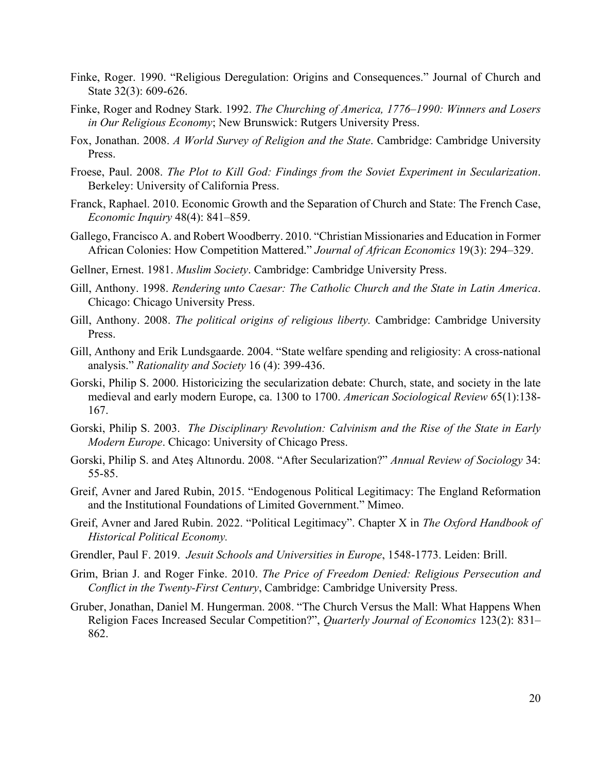Finke, Roger. 1990. "Religious Deregulation: Origins and Consequences." Journal of Church and State 32(3): 609-626.

Finke, Roger and Rodney Stark. 1992. *The Churching of America, 1776–1990: Winners and Losers in Our Religious Economy*; New Brunswick: Rutgers University Press.

Fox, Jonathan. 2008. *A World Survey of Religion and the State*. Cambridge: Cambridge University Press.

Froese, Paul. 2008. *The Plot to Kill God: Findings from the Soviet Experiment in Secularization*. Berkeley: University of California Press.

Franck, Raphael. 2010. Economic Growth and the Separation of Church and State: The French Case, *Economic Inquiry* 48(4): 841–859.

Gallego, Francisco A. and Robert Woodberry. 2010. "Christian Missionaries and Education in Former African Colonies: How Competition Mattered." *Journal of African Economics* 19(3): 294–329.

Gellner, Ernest. 1981. *Muslim Society*. Cambridge: Cambridge University Press.

Gill, Anthony. 1998. *Rendering unto Caesar: The Catholic Church and the State in Latin America*. Chicago: Chicago University Press.

Gill, Anthony. 2008. *The political origins of religious liberty.* Cambridge: Cambridge University Press.

Gill, Anthony and Erik Lundsgaarde. 2004. "State welfare spending and religiosity: A cross-national analysis." *Rationality and Society* 16 (4): 399-436.

Gorski, Philip S. 2000. Historicizing the secularization debate: Church, state, and society in the late medieval and early modern Europe, ca. 1300 to 1700. *American Sociological Review* 65(1):138-167.

Gorski, Philip S. 2003. *The Disciplinary Revolution: Calvinism and the Rise of the State in Early Modern Europe*. Chicago: University of Chicago Press.

Gorski, Philip S. and Ateş Altınordu. 2008. "After Secularization?" *Annual Review of Sociology* 34: 55-85.

Greif, Avner and Jared Rubin, 2015. "Endogenous Political Legitimacy: The England Reformation and the Institutional Foundations of Limited Government." Mimeo.

Greif, Avner and Jared Rubin. 2022. "Political Legitimacy". Chapter X in *The Oxford Handbook of Historical Political Economy.*

Grendler, Paul F. 2019. *Jesuit Schools and Universities in Europe*, 1548-1773. Leiden: Brill.

Grim, Brian J. and Roger Finke. 2010. *The Price of Freedom Denied: Religious Persecution and Conflict in the Twenty-First Century*, Cambridge: Cambridge University Press.

Gruber, Jonathan, Daniel M. Hungerman. 2008. "The Church Versus the Mall: What Happens When Religion Faces Increased Secular Competition?", *Quarterly Journal of Economics* 123(2): 831–862.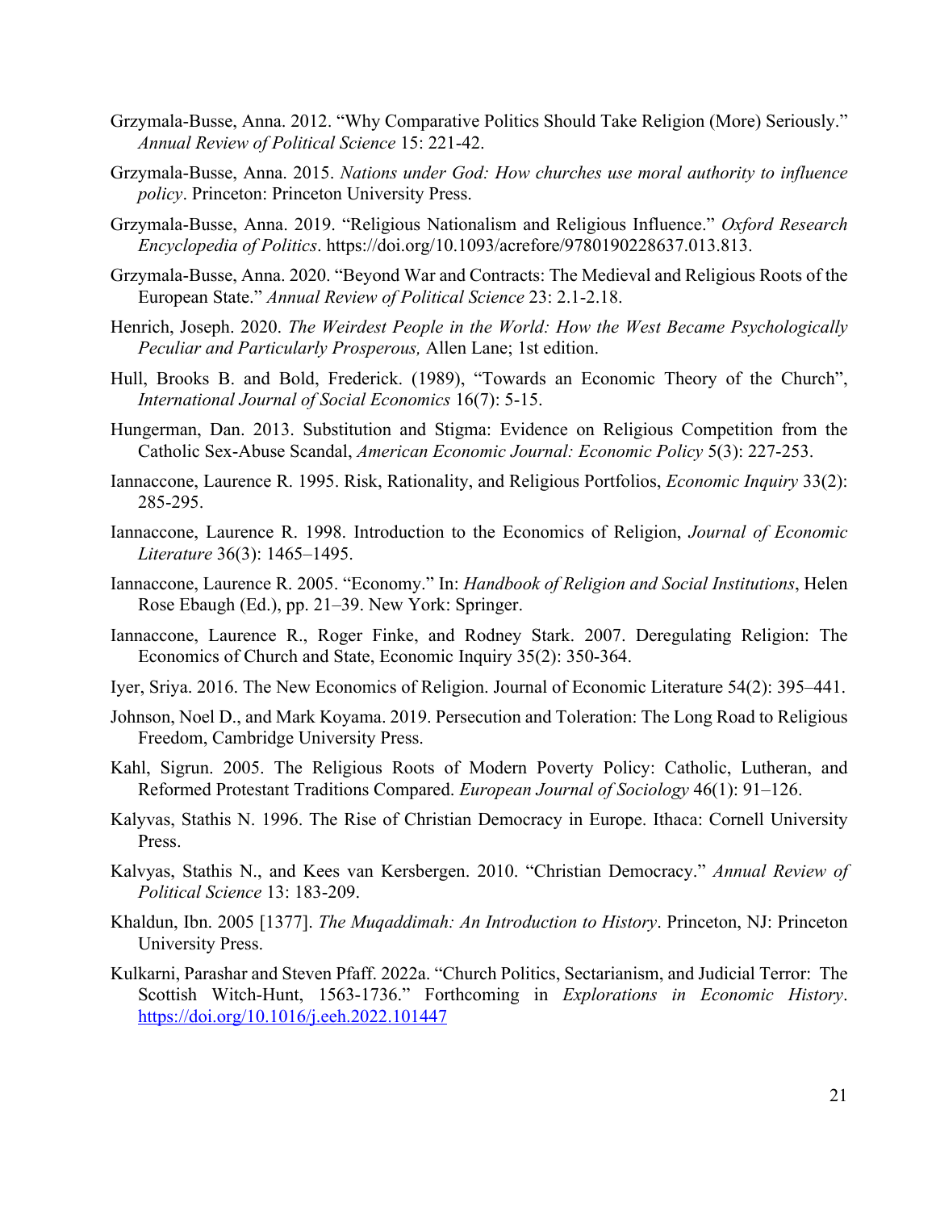Grzymala-Busse, Anna. 2012. "Why Comparative Politics Should Take Religion (More) Seriously." *Annual Review of Political Science* 15: 221-42.

Grzymala-Busse, Anna. 2015. *Nations under God: How churches use moral authority to influence policy*. Princeton: Princeton University Press.

Grzymala-Busse, Anna. 2019. "Religious Nationalism and Religious Influence." *Oxford Research Encyclopedia of Politics*. https://doi.org/10.1093/acrefore/9780190228637.013.813.

Grzymala-Busse, Anna. 2020. "Beyond War and Contracts: The Medieval and Religious Roots of the European State." *Annual Review of Political Science* 23: 2.1-2.18.

Henrich, Joseph. 2020. *The Weirdest People in the World: How the West Became Psychologically Peculiar and Particularly Prosperous,* Allen Lane; 1st edition.

Hull, Brooks B. and Bold, Frederick. (1989), "Towards an Economic Theory of the Church", *International Journal of Social Economics* 16(7): 5-15.

Hungerman, Dan. 2013. Substitution and Stigma: Evidence on Religious Competition from the Catholic Sex-Abuse Scandal, *American Economic Journal: Economic Policy* 5(3): 227-253.

Iannaccone, Laurence R. 1995. Risk, Rationality, and Religious Portfolios, *Economic Inquiry* 33(2): 285-295.

Iannaccone, Laurence R. 1998. Introduction to the Economics of Religion, *Journal of Economic Literature* 36(3): 1465–1495.

Iannaccone, Laurence R. 2005. "Economy." In: *Handbook of Religion and Social Institutions*, Helen Rose Ebaugh (Ed.), pp. 21–39. New York: Springer.

Iannaccone, Laurence R., Roger Finke, and Rodney Stark. 2007. Deregulating Religion: The Economics of Church and State, Economic Inquiry 35(2): 350-364.

Iyer, Sriya. 2016. The New Economics of Religion. Journal of Economic Literature 54(2): 395–441.

Johnson, Noel D., and Mark Koyama. 2019. Persecution and Toleration: The Long Road to Religious Freedom, Cambridge University Press.

Kahl, Sigrun. 2005. The Religious Roots of Modern Poverty Policy: Catholic, Lutheran, and Reformed Protestant Traditions Compared. *European Journal of Sociology* 46(1): 91–126.

Kalyvas, Stathis N. 1996. The Rise of Christian Democracy in Europe. Ithaca: Cornell University Press.

Kalvyas, Stathis N., and Kees van Kersbergen. 2010. "Christian Democracy." *Annual Review of Political Science* 13: 183-209.

Khaldun, Ibn. 2005 [1377]. *The Muqaddimah: An Introduction to History*. Princeton, NJ: Princeton University Press.

Kulkarni, Parashar and Steven Pfaff. 2022a. "Church Politics, Sectarianism, and Judicial Terror: The Scottish Witch-Hunt, 1563-1736." Forthcoming in *Explorations in Economic History*. https://doi.org/10.1016/j.eeh.2022.101447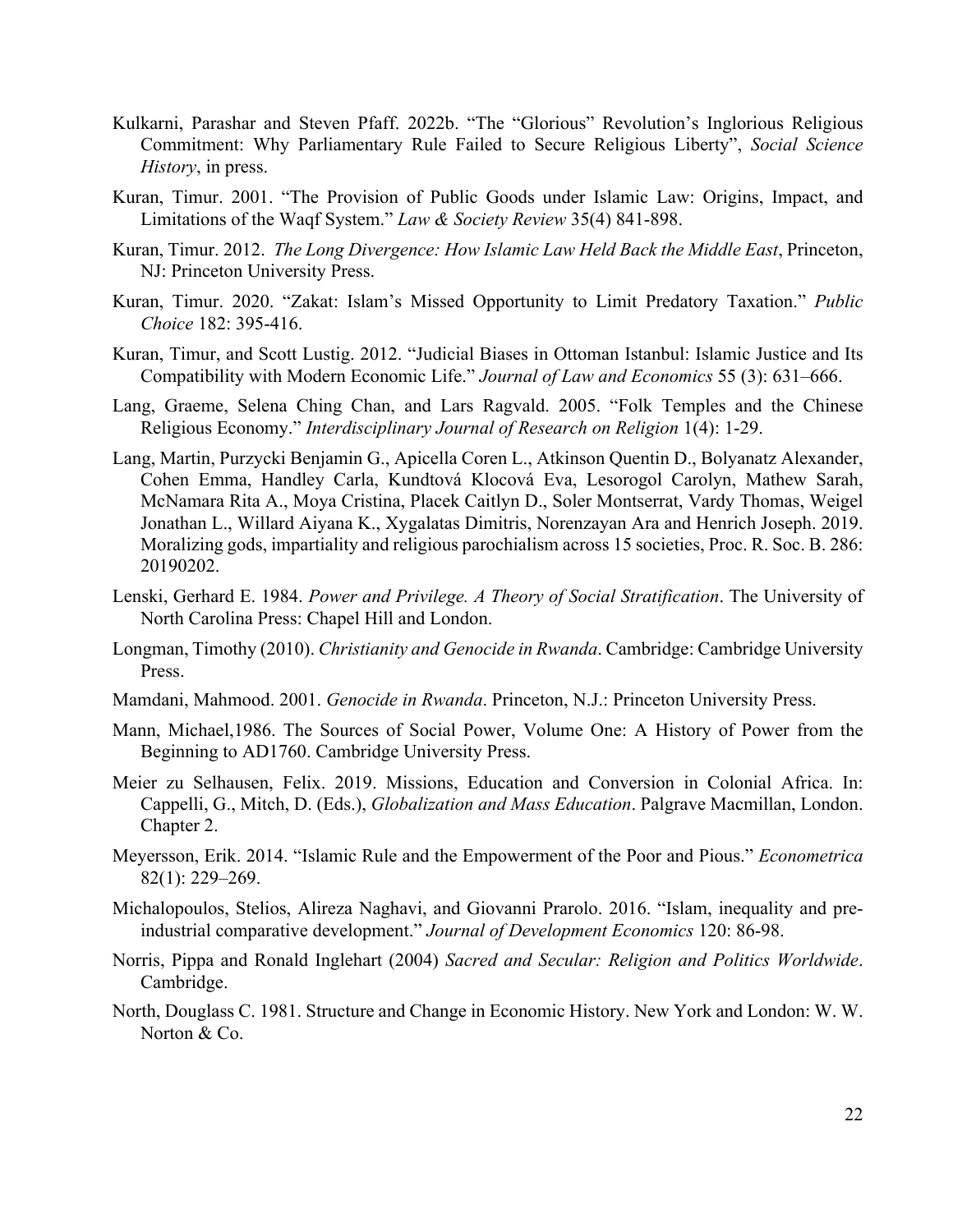Kulkarni, Parashar and Steven Pfaff. 2022b. "The "Glorious" Revolution's Inglorious Religious Commitment: Why Parliamentary Rule Failed to Secure Religious Liberty", *Social Science History*, in press.

Kuran, Timur. 2001. "The Provision of Public Goods under Islamic Law: Origins, Impact, and Limitations of the Waqf System." *Law & Society Review* 35(4) 841-898.

Kuran, Timur. 2012. *The Long Divergence: How Islamic Law Held Back the Middle East*, Princeton, NJ: Princeton University Press.

Kuran, Timur. 2020. "Zakat: Islam's Missed Opportunity to Limit Predatory Taxation." *Public Choice* 182: 395-416.

Kuran, Timur, and Scott Lustig. 2012. "Judicial Biases in Ottoman Istanbul: Islamic Justice and Its Compatibility with Modern Economic Life." *Journal of Law and Economics* 55 (3): 631–666.

Lang, Graeme, Selena Ching Chan, and Lars Ragvald. 2005. "Folk Temples and the Chinese Religious Economy." *Interdisciplinary Journal of Research on Religion* 1(4): 1-29.

Lang, Martin, Purzycki Benjamin G., Apicella Coren L., Atkinson Quentin D., Bolyanatz Alexander, Cohen Emma, Handley Carla, Kundtová Klocová Eva, Lesorogol Carolyn, Mathew Sarah, McNamara Rita A., Moya Cristina, Placek Caitlyn D., Soler Montserrat, Vardy Thomas, Weigel Jonathan L., Willard Aiyana K., Xygalatas Dimitris, Norenzayan Ara and Henrich Joseph. 2019. Moralizing gods, impartiality and religious parochialism across 15 societies, Proc. R. Soc. B. 286: 20190202.

Lenski, Gerhard E. 1984. *Power and Privilege. A Theory of Social Stratification*. The University of North Carolina Press: Chapel Hill and London.

Longman, Timothy (2010). *Christianity and Genocide in Rwanda*. Cambridge: Cambridge University Press.

Mamdani, Mahmood. 2001. *Genocide in Rwanda*. Princeton, N.J.: Princeton University Press.

Mann, Michael,1986. The Sources of Social Power, Volume One: A History of Power from the Beginning to AD1760. Cambridge University Press.

Meier zu Selhausen, Felix. 2019. Missions, Education and Conversion in Colonial Africa. In: Cappelli, G., Mitch, D. (Eds.), *Globalization and Mass Education*. Palgrave Macmillan, London. Chapter 2.

Meyersson, Erik. 2014. "Islamic Rule and the Empowerment of the Poor and Pious." *Econometrica* 82(1): 229–269.

Michalopoulos, Stelios, Alireza Naghavi, and Giovanni Prarolo. 2016. "Islam, inequality and pre-industrial comparative development." *Journal of Development Economics* 120: 86-98.

Norris, Pippa and Ronald Inglehart (2004) *Sacred and Secular: Religion and Politics Worldwide*. Cambridge.

North, Douglass C. 1981. Structure and Change in Economic History. New York and London: W. W. Norton & Co.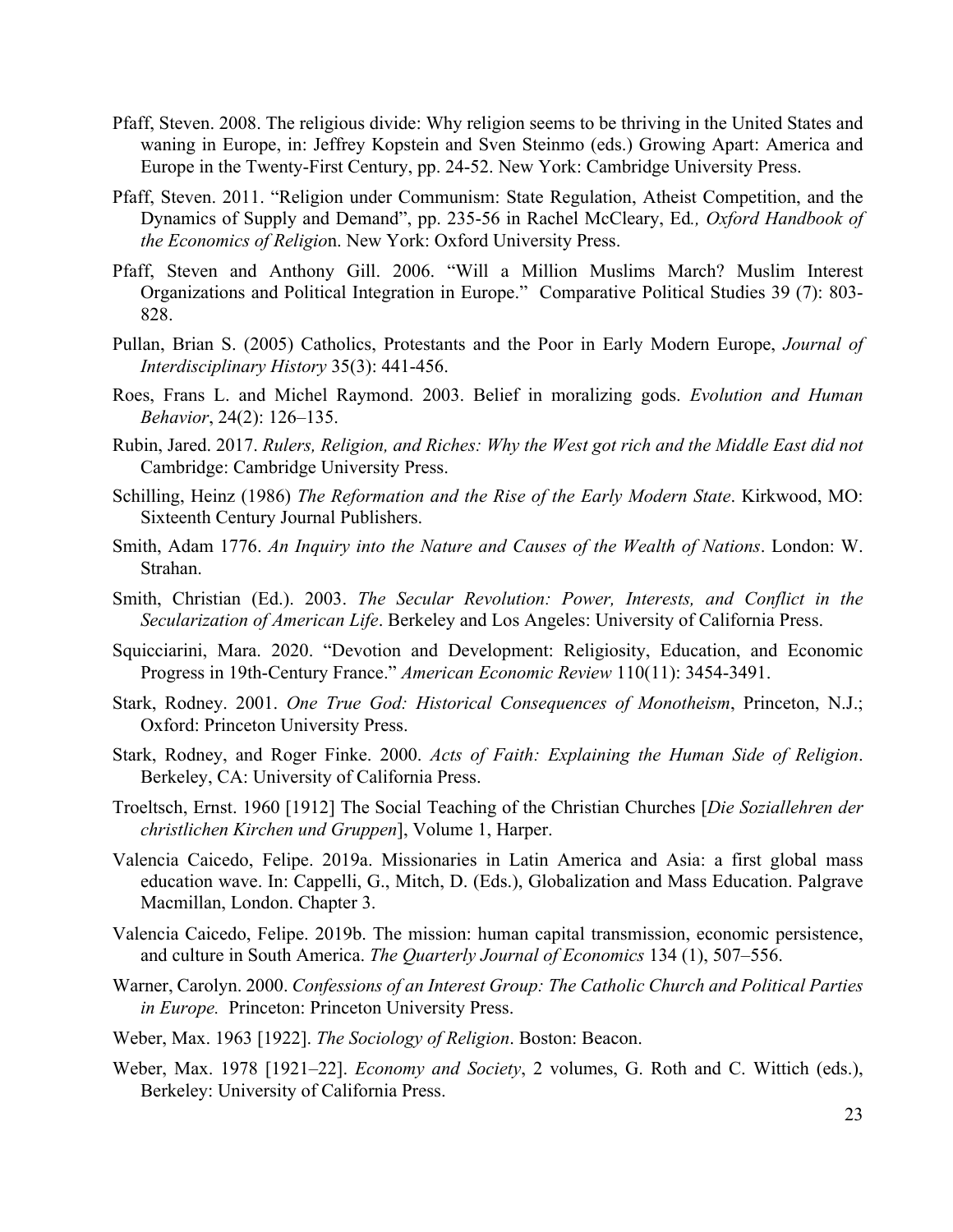Pfaff, Steven. 2008. The religious divide: Why religion seems to be thriving in the United States and waning in Europe, in: Jeffrey Kopstein and Sven Steinmo (eds.) Growing Apart: America and Europe in the Twenty-First Century, pp. 24-52. New York: Cambridge University Press.

Pfaff, Steven. 2011. "Religion under Communism: State Regulation, Atheist Competition, and the Dynamics of Supply and Demand", pp. 235-56 in Rachel McCleary, Ed*., Oxford Handbook of the Economics of Religio*n. New York: Oxford University Press.

Pfaff, Steven and Anthony Gill. 2006. "Will a Million Muslims March? Muslim Interest Organizations and Political Integration in Europe." Comparative Political Studies 39 (7): 803-828.

Pullan, Brian S. (2005) Catholics, Protestants and the Poor in Early Modern Europe, *Journal of Interdisciplinary History* 35(3): 441-456.

Roes, Frans L. and Michel Raymond. 2003. Belief in moralizing gods. *Evolution and Human Behavior*, 24(2): 126–135.

Rubin, Jared. 2017. *Rulers, Religion, and Riches: Why the West got rich and the Middle East did not* Cambridge: Cambridge University Press.

Schilling, Heinz (1986) *The Reformation and the Rise of the Early Modern State*. Kirkwood, MO: Sixteenth Century Journal Publishers.

Smith, Adam 1776. *An Inquiry into the Nature and Causes of the Wealth of Nations*. London: W. Strahan.

Smith, Christian (Ed.). 2003. *The Secular Revolution: Power, Interests, and Conflict in the Secularization of American Life*. Berkeley and Los Angeles: University of California Press.

Squicciarini, Mara. 2020. "Devotion and Development: Religiosity, Education, and Economic Progress in 19th-Century France." *American Economic Review* 110(11): 3454-3491.

Stark, Rodney. 2001. *One True God: Historical Consequences of Monotheism*, Princeton, N.J.; Oxford: Princeton University Press.

Stark, Rodney, and Roger Finke. 2000. *Acts of Faith: Explaining the Human Side of Religion*. Berkeley, CA: University of California Press.

Troeltsch, Ernst. 1960 [1912] The Social Teaching of the Christian Churches [*Die Soziallehren der christlichen Kirchen und Gruppen*], Volume 1, Harper.

Valencia Caicedo, Felipe. 2019a. Missionaries in Latin America and Asia: a first global mass education wave. In: Cappelli, G., Mitch, D. (Eds.), Globalization and Mass Education. Palgrave Macmillan, London. Chapter 3.

Valencia Caicedo, Felipe. 2019b. The mission: human capital transmission, economic persistence, and culture in South America. *The Quarterly Journal of Economics* 134 (1), 507–556.

Warner, Carolyn. 2000. *Confessions of an Interest Group: The Catholic Church and Political Parties in Europe.* Princeton: Princeton University Press.

Weber, Max. 1963 [1922]. *The Sociology of Religion*. Boston: Beacon.

Weber, Max. 1978 [1921–22]. *Economy and Society*, 2 volumes, G. Roth and C. Wittich (eds.), Berkeley: University of California Press.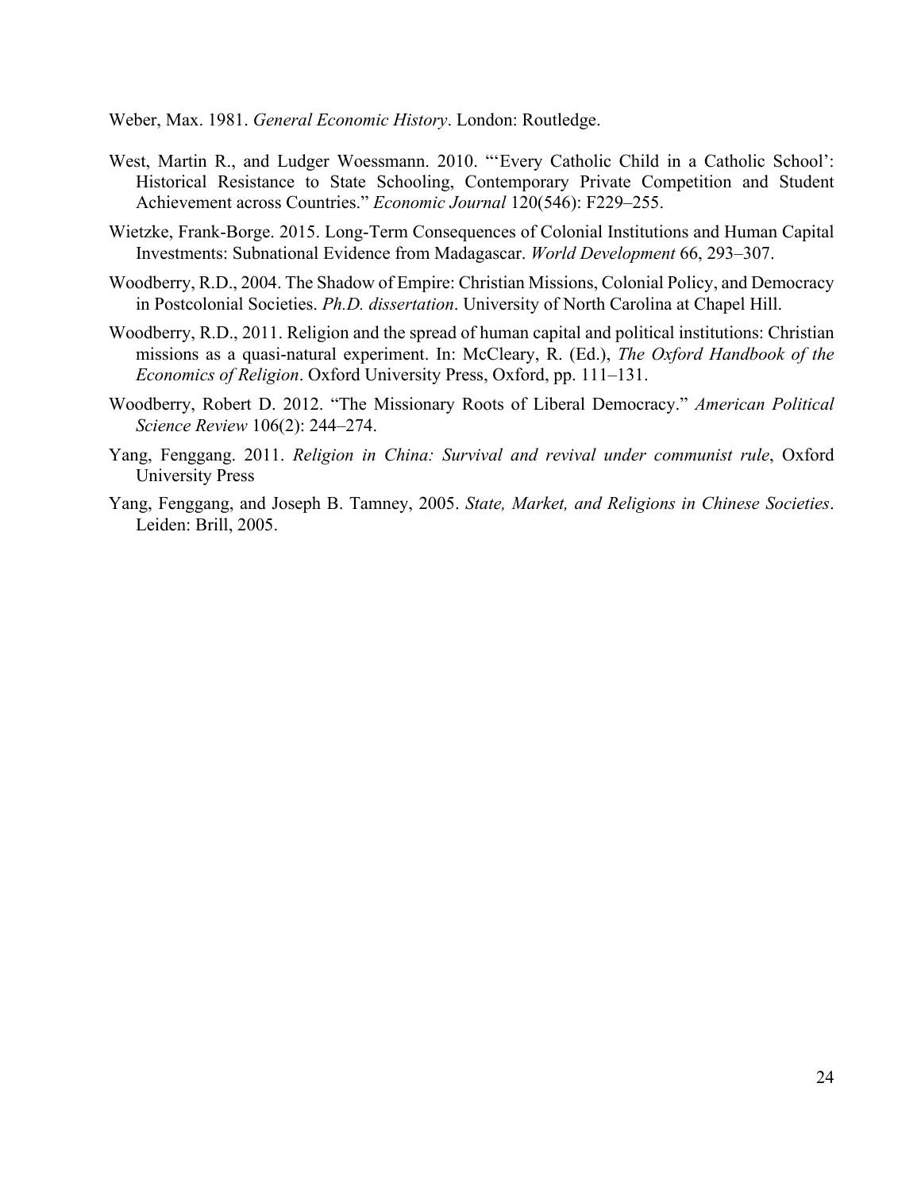Weber, Max. 1981. *General Economic History*. London: Routledge.

West, Martin R., and Ludger Woessmann. 2010. "'Every Catholic Child in a Catholic School': Historical Resistance to State Schooling, Contemporary Private Competition and Student Achievement across Countries." *Economic Journal* 120(546): F229–255.

Wietzke, Frank-Borge. 2015. Long-Term Consequences of Colonial Institutions and Human Capital Investments: Subnational Evidence from Madagascar. *World Development* 66, 293–307.

Woodberry, R.D., 2004. The Shadow of Empire: Christian Missions, Colonial Policy, and Democracy in Postcolonial Societies. *Ph.D. dissertation*. University of North Carolina at Chapel Hill.

Woodberry, R.D., 2011. Religion and the spread of human capital and political institutions: Christian missions as a quasi-natural experiment. In: McCleary, R. (Ed.), *The Oxford Handbook of the Economics of Religion*. Oxford University Press, Oxford, pp. 111–131.

Woodberry, Robert D. 2012. "The Missionary Roots of Liberal Democracy." *American Political Science Review* 106(2): 244–274.

Yang, Fenggang. 2011. *Religion in China: Survival and revival under communist rule*, Oxford University Press

Yang, Fenggang, and Joseph B. Tamney, 2005. *State, Market, and Religions in Chinese Societies*. Leiden: Brill, 2005.